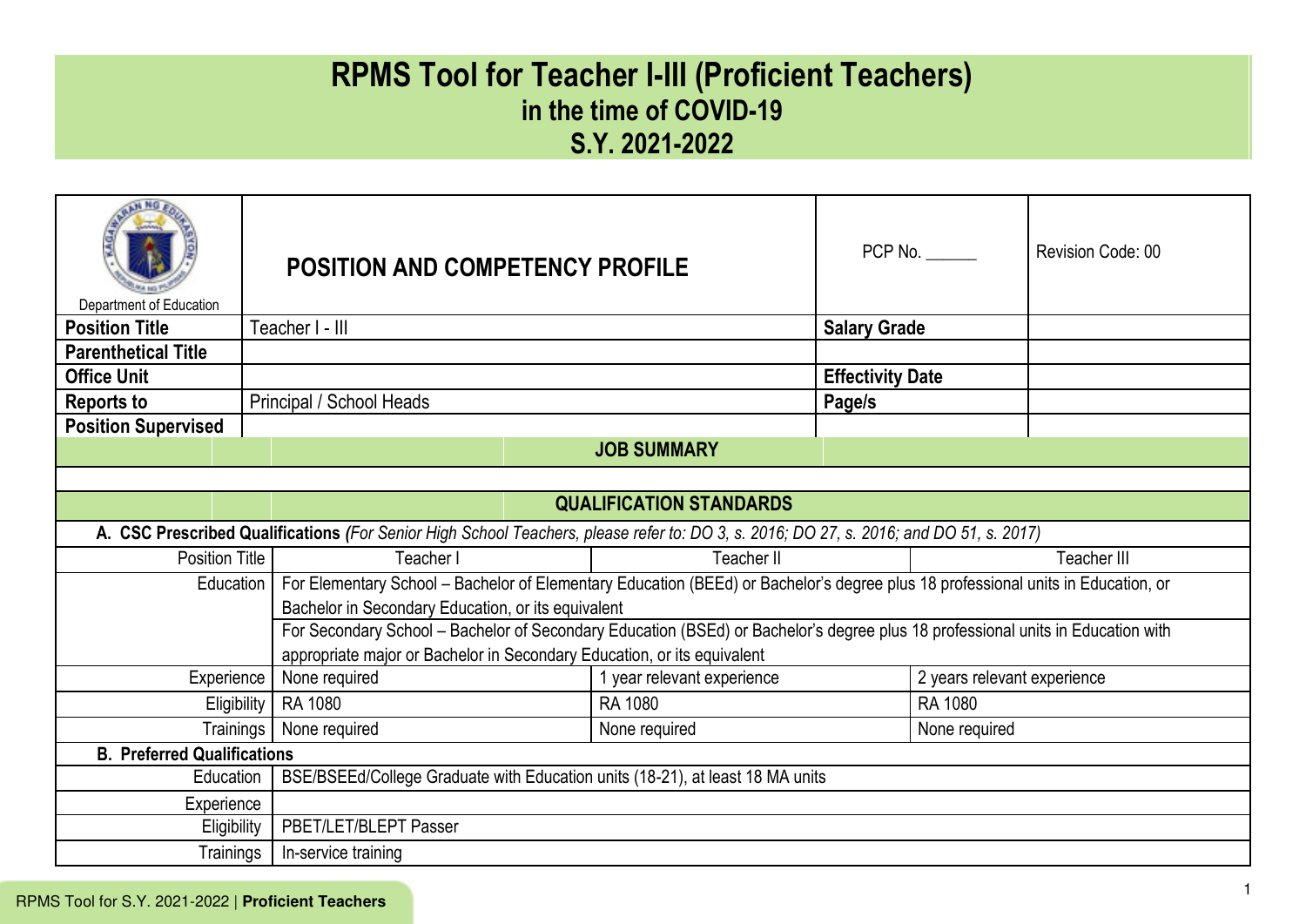# RPMS Tool for Teacher I-III (Proficient Teachers)
## in the time of COVID-19
## S.Y. 2021-2022

| Department of Education | **POSITION AND COMPETENCY PROFILE** | PCP No. ______ | Revision Code: 00 |
|---|---|---|---|
| **Position Title** | Teacher I - III | **Salary Grade** | |
| **Parenthetical Title** | | | |
| **Office Unit** | | **Effectivity Date** | |
| **Reports to** | Principal / School Heads | **Page/s** | |
| **Position Supervised** | | | |

**JOB SUMMARY**

**QUALIFICATION STANDARDS**

**A. CSC Prescribed Qualifications** *(For Senior High School Teachers, please refer to: DO 3, s. 2016; DO 27, s. 2016; and DO 51, s. 2017)*

| Position Title | Teacher I | Teacher II | Teacher III |
|---|---|---|---|
| Education | For Elementary School – Bachelor of Elementary Education (BEEd) or Bachelor's degree plus 18 professional units in Education, or Bachelor in Secondary Education, or its equivalent | | |
| | For Secondary School – Bachelor of Secondary Education (BSEd) or Bachelor's degree plus 18 professional units in Education with appropriate major or Bachelor in Secondary Education, or its equivalent | | |
| Experience | None required | 1 year relevant experience | 2 years relevant experience |
| Eligibility | RA 1080 | RA 1080 | RA 1080 |
| Trainings | None required | None required | None required |

**B. Preferred Qualifications**

| | |
|---|---|
| Education | BSE/BSEEd/College Graduate with Education units (18-21), at least 18 MA units |
| Experience | |
| Eligibility | PBET/LET/BLEPT Passer |
| Trainings | In-service training |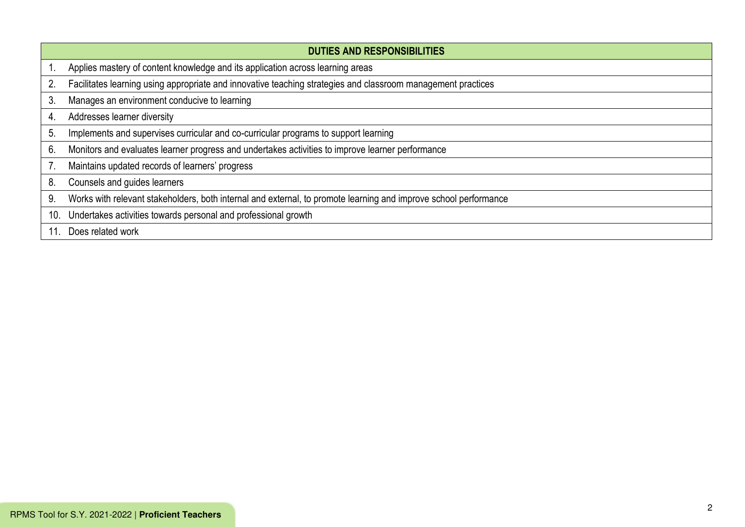| DUTIES AND RESPONSIBILITIES |
| --- |
| 1. Applies mastery of content knowledge and its application across learning areas |
| 2. Facilitates learning using appropriate and innovative teaching strategies and classroom management practices |
| 3. Manages an environment conducive to learning |
| 4. Addresses learner diversity |
| 5. Implements and supervises curricular and co-curricular programs to support learning |
| 6. Monitors and evaluates learner progress and undertakes activities to improve learner performance |
| 7. Maintains updated records of learners' progress |
| 8. Counsels and guides learners |
| 9. Works with relevant stakeholders, both internal and external, to promote learning and improve school performance |
| 10. Undertakes activities towards personal and professional growth |
| 11. Does related work |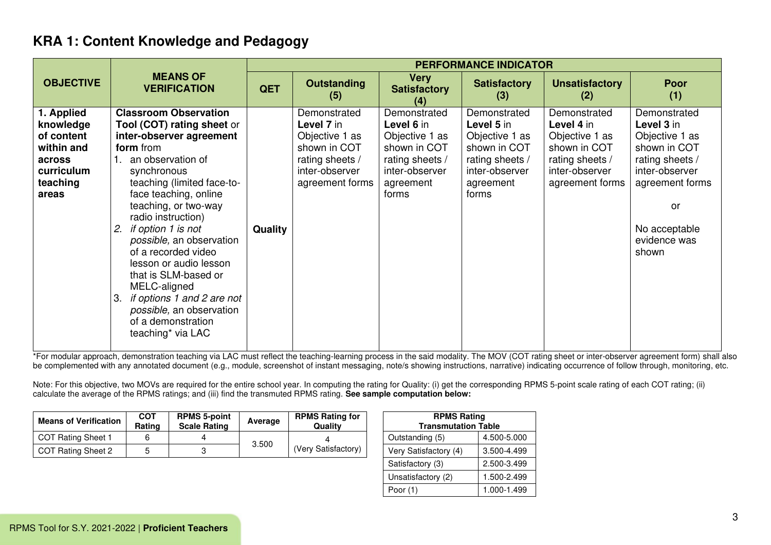## KRA 1: Content Knowledge and Pedagogy

| OBJECTIVE | MEANS OF VERIFICATION | PERFORMANCE INDICATOR | | | | | |
|---|---|---|---|---|---|---|---|
| | | **QET** | **Outstanding (5)** | **Very Satisfactory (4)** | **Satisfactory (3)** | **Unsatisfactory (2)** | **Poor (1)** |
| **1. Applied knowledge of content within and across curriculum teaching areas** | **Classroom Observation Tool (COT) rating sheet** or **inter-observer agreement form** from<br>1. an observation of synchronous teaching (limited face-to-face teaching, online teaching, or two-way radio instruction)<br>2. *if option 1 is not possible,* an observation of a recorded video lesson or audio lesson that is SLM-based or MELC-aligned<br>3. *if options 1 and 2 are not possible,* an observation of a demonstration teaching* via LAC | **Quality** | Demonstrated **Level 7** in Objective 1 as shown in COT rating sheets / inter-observer agreement forms | Demonstrated **Level 6** in Objective 1 as shown in COT rating sheets / inter-observer agreement forms | Demonstrated **Level 5** in Objective 1 as shown in COT rating sheets / inter-observer agreement forms | Demonstrated **Level 4** in Objective 1 as shown in COT rating sheets / inter-observer agreement forms | Demonstrated **Level 3** in Objective 1 as shown in COT rating sheets / inter-observer agreement forms<br><br>or<br><br>No acceptable evidence was shown |

*For modular approach, demonstration teaching via LAC must reflect the teaching-learning process in the said modality. The MOV (COT rating sheet or inter-observer agreement form) shall also be complemented with any annotated document (e.g., module, screenshot of instant messaging, note/s showing instructions, narrative) indicating occurrence of follow through, monitoring, etc.

Note: For this objective, two MOVs are required for the entire school year. In computing the rating for Quality: (i) get the corresponding RPMS 5-point scale rating of each COT rating; (ii) calculate the average of the RPMS ratings; and (iii) find the transmuted RPMS rating. **See sample computation below:**

| Means of Verification | COT Rating | RPMS 5-point Scale Rating | Average | RPMS Rating for Quality |
|---|---|---|---|---|
| COT Rating Sheet 1 | 6 | 4 | 3.500 | 4 (Very Satisfactory) |
| COT Rating Sheet 2 | 5 | 3 | | |

| RPMS Rating Transmutation Table | |
|---|---|
| Outstanding (5) | 4.500-5.000 |
| Very Satisfactory (4) | 3.500-4.499 |
| Satisfactory (3) | 2.500-3.499 |
| Unsatisfactory (2) | 1.500-2.499 |
| Poor (1) | 1.000-1.499 |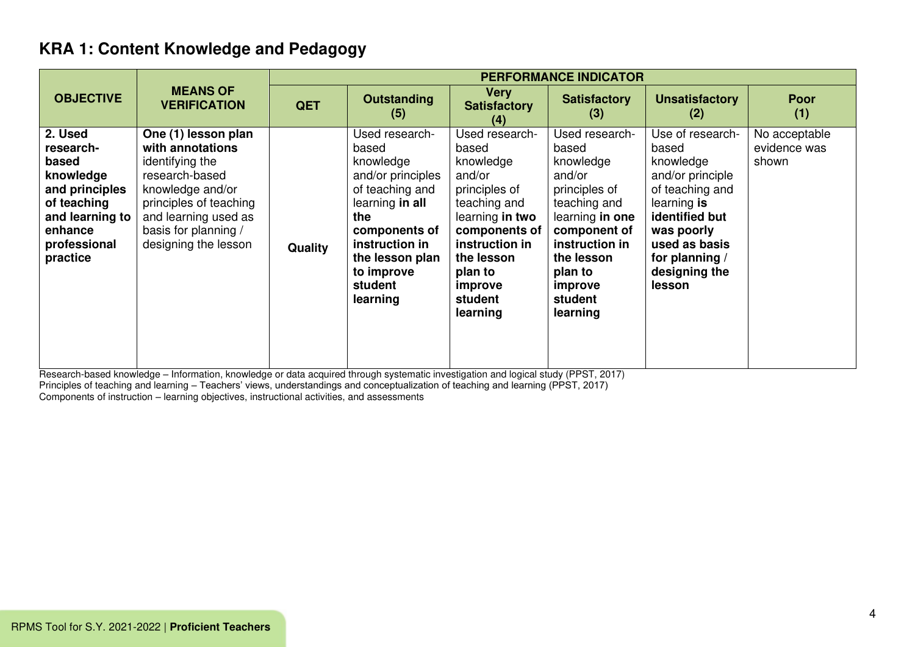## KRA 1: Content Knowledge and Pedagogy

| OBJECTIVE | MEANS OF VERIFICATION | PERFORMANCE INDICATOR | | | | | |
|---|---|---|---|---|---|---|---|
| | | **QET** | **Outstanding (5)** | **Very Satisfactory (4)** | **Satisfactory (3)** | **Unsatisfactory (2)** | **Poor (1)** |
| **2. Used research-based knowledge and principles of teaching and learning to enhance professional practice** | **One (1) lesson plan with annotations** identifying the research-based knowledge and/or principles of teaching and learning used as basis for planning / designing the lesson | **Quality** | Used research-based knowledge and/or principles of teaching and learning **in all the components of instruction in the lesson plan to improve student learning** | Used research-based knowledge and/or principles of teaching and learning **in two components of instruction in the lesson plan to improve student learning** | Used research-based knowledge and/or principles of teaching and learning **in one component of instruction in the lesson plan to improve student learning** | Use of research-based knowledge and/or principle of teaching and learning **is identified but was poorly used as basis for planning / designing the lesson** | No acceptable evidence was shown |

Research-based knowledge – Information, knowledge or data acquired through systematic investigation and logical study (PPST, 2017)
Principles of teaching and learning – Teachers' views, understandings and conceptualization of teaching and learning (PPST, 2017)
Components of instruction – learning objectives, instructional activities, and assessments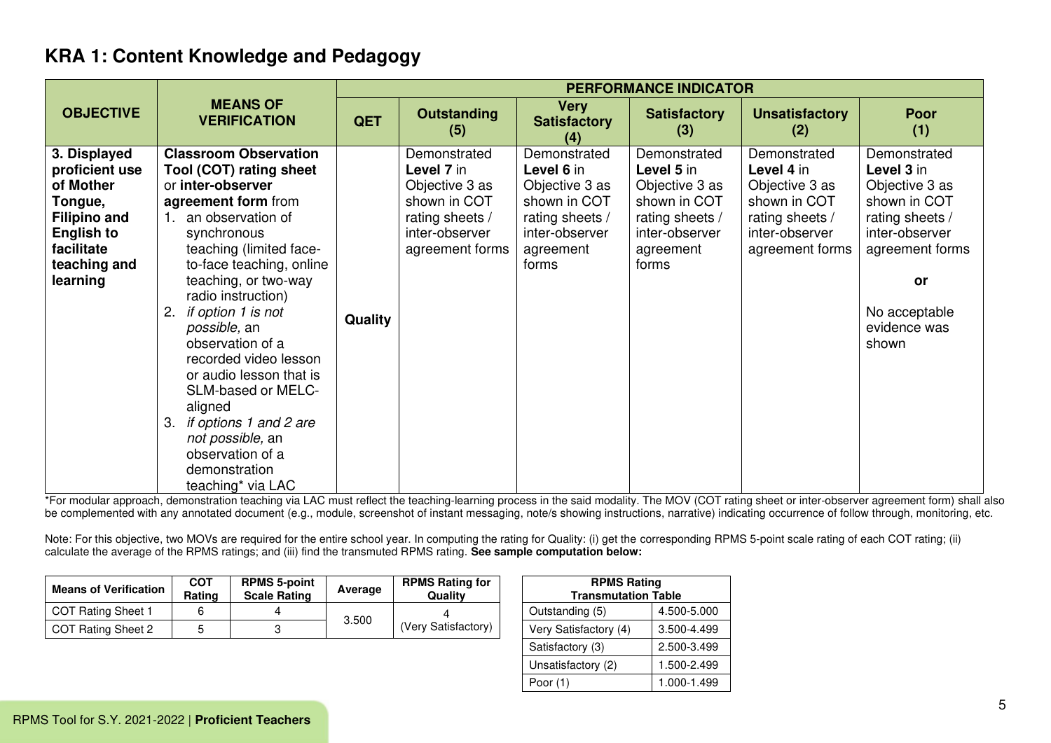## KRA 1: Content Knowledge and Pedagogy

| OBJECTIVE | MEANS OF VERIFICATION | PERFORMANCE INDICATOR | | | | | |
|---|---|---|---|---|---|---|---|
| | | QET | Outstanding (5) | Very Satisfactory (4) | Satisfactory (3) | Unsatisfactory (2) | Poor (1) |
| **3. Displayed proficient use of Mother Tongue, Filipino and English to facilitate teaching and learning** | **Classroom Observation Tool (COT) rating sheet** or **inter-observer agreement form** from<br>1. an observation of synchronous teaching (limited face-to-face teaching, online teaching, or two-way radio instruction)<br>2. *if option 1 is not possible,* an observation of a recorded video lesson or audio lesson that is SLM-based or MELC-aligned<br>3. *if options 1 and 2 are not possible,* an observation of a demonstration teaching* via LAC | **Quality** | Demonstrated **Level 7** in Objective 3 as shown in COT rating sheets / inter-observer agreement forms | Demonstrated **Level 6** in Objective 3 as shown in COT rating sheets / inter-observer agreement forms | Demonstrated **Level 5** in Objective 3 as shown in COT rating sheets / inter-observer agreement forms | Demonstrated **Level 4** in Objective 3 as shown in COT rating sheets / inter-observer agreement forms | Demonstrated **Level 3** in Objective 3 as shown in COT rating sheets / inter-observer agreement forms<br><br>**or**<br><br>No acceptable evidence was shown |

*For modular approach, demonstration teaching via LAC must reflect the teaching-learning process in the said modality. The MOV (COT rating sheet or inter-observer agreement form) shall also be complemented with any annotated document (e.g., module, screenshot of instant messaging, note/s showing instructions, narrative) indicating occurrence of follow through, monitoring, etc.

Note: For this objective, two MOVs are required for the entire school year. In computing the rating for Quality: (i) get the corresponding RPMS 5-point scale rating of each COT rating; (ii) calculate the average of the RPMS ratings; and (iii) find the transmuted RPMS rating. **See sample computation below:**

| Means of Verification | COT Rating | RPMS 5-point Scale Rating | Average | RPMS Rating for Quality |
|---|---|---|---|---|
| COT Rating Sheet 1 | 6 | 4 | 3.500 | 4 (Very Satisfactory) |
| COT Rating Sheet 2 | 5 | 3 | | |

| RPMS Rating Transmutation Table | |
|---|---|
| Outstanding (5) | 4.500-5.000 |
| Very Satisfactory (4) | 3.500-4.499 |
| Satisfactory (3) | 2.500-3.499 |
| Unsatisfactory (2) | 1.500-2.499 |
| Poor (1) | 1.000-1.499 |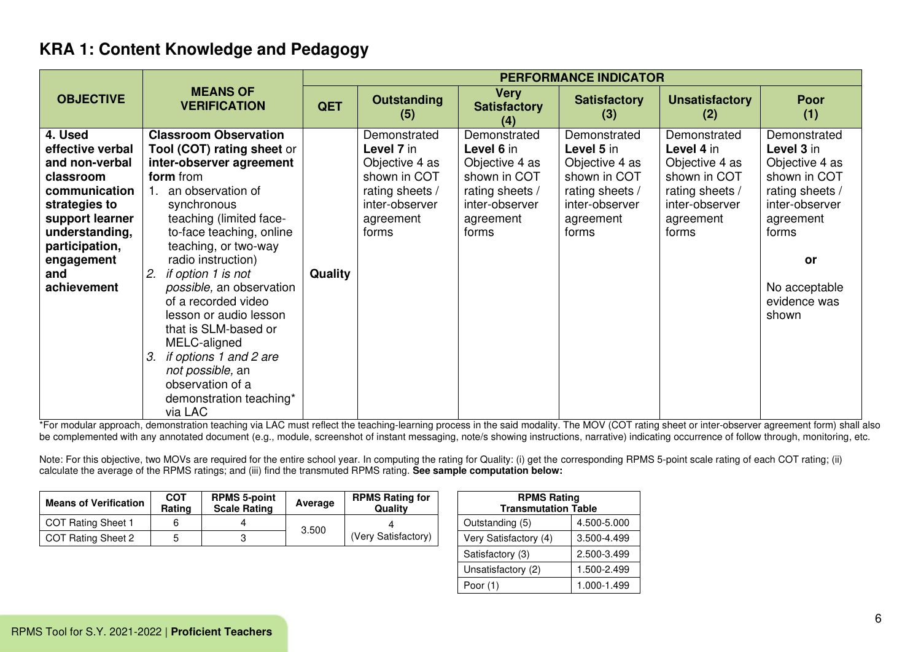## KRA 1: Content Knowledge and Pedagogy

| OBJECTIVE | MEANS OF VERIFICATION | PERFORMANCE INDICATOR | | | | | |
|---|---|---|---|---|---|---|---|
| | | QET | Outstanding (5) | Very Satisfactory (4) | Satisfactory (3) | Unsatisfactory (2) | Poor (1) |
| **4. Used effective verbal and non-verbal classroom communication strategies to support learner understanding, participation, engagement and achievement** | **Classroom Observation Tool (COT) rating sheet** or **inter-observer agreement form** from<br>1. an observation of synchronous teaching (limited face-to-face teaching, online teaching, or two-way radio instruction)<br>2. *if option 1 is not possible,* an observation of a recorded video lesson or audio lesson that is SLM-based or MELC-aligned<br>3. *if options 1 and 2 are not possible,* an observation of a demonstration teaching* via LAC | **Quality** | Demonstrated **Level 7** in Objective 4 as shown in COT rating sheets / inter-observer agreement forms | Demonstrated **Level 6** in Objective 4 as shown in COT rating sheets / inter-observer agreement forms | Demonstrated **Level 5** in Objective 4 as shown in COT rating sheets / inter-observer agreement forms | Demonstrated **Level 4** in Objective 4 as shown in COT rating sheets / inter-observer agreement forms | Demonstrated **Level 3** in Objective 4 as shown in COT rating sheets / inter-observer agreement forms<br><br>**or**<br><br>No acceptable evidence was shown |

*For modular approach, demonstration teaching via LAC must reflect the teaching-learning process in the said modality. The MOV (COT rating sheet or inter-observer agreement form) shall also be complemented with any annotated document (e.g., module, screenshot of instant messaging, note/s showing instructions, narrative) indicating occurrence of follow through, monitoring, etc.

Note: For this objective, two MOVs are required for the entire school year. In computing the rating for Quality: (i) get the corresponding RPMS 5-point scale rating of each COT rating; (ii) calculate the average of the RPMS ratings; and (iii) find the transmuted RPMS rating. **See sample computation below:**

| Means of Verification | COT Rating | RPMS 5-point Scale Rating | Average | RPMS Rating for Quality |
|---|---|---|---|---|
| COT Rating Sheet 1 | 6 | 4 | 3.500 | 4 (Very Satisfactory) |
| COT Rating Sheet 2 | 5 | 3 | | |

| RPMS Rating Transmutation Table | |
|---|---|
| Outstanding (5) | 4.500-5.000 |
| Very Satisfactory (4) | 3.500-4.499 |
| Satisfactory (3) | 2.500-3.499 |
| Unsatisfactory (2) | 1.500-2.499 |
| Poor (1) | 1.000-1.499 |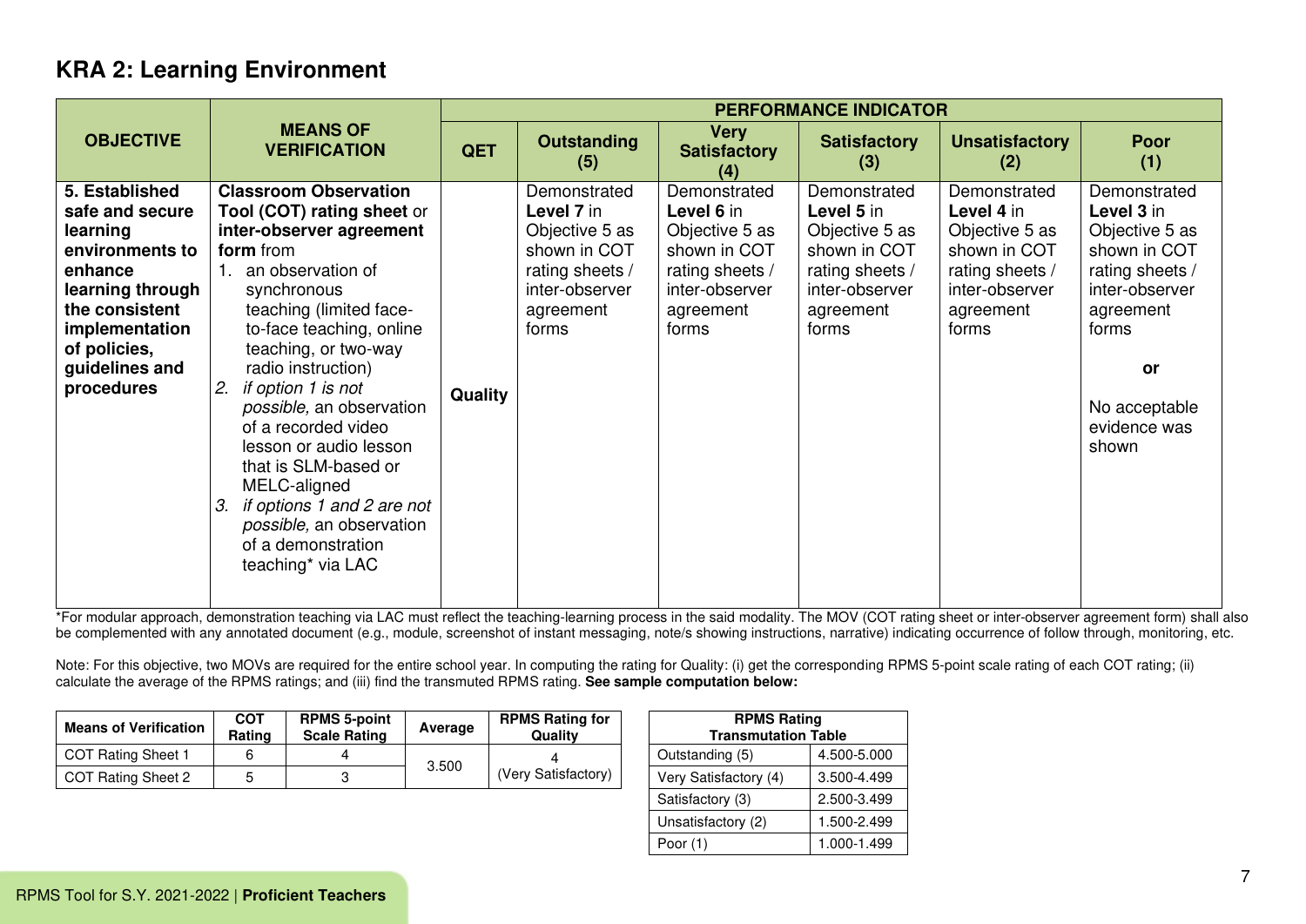## KRA 2: Learning Environment

| OBJECTIVE | MEANS OF VERIFICATION | PERFORMANCE INDICATOR | | | | | |
|---|---|---|---|---|---|---|---|
| | | **QET** | **Outstanding (5)** | **Very Satisfactory (4)** | **Satisfactory (3)** | **Unsatisfactory (2)** | **Poor (1)** |
| **5. Established safe and secure learning environments to enhance learning through the consistent implementation of policies, guidelines and procedures** | **Classroom Observation Tool (COT) rating sheet** or **inter-observer agreement form** from<br>1. an observation of synchronous teaching (limited face-to-face teaching, online teaching, or two-way radio instruction)<br>2. *if option 1 is not possible,* an observation of a recorded video lesson or audio lesson that is SLM-based or MELC-aligned<br>3. *if options 1 and 2 are not possible,* an observation of a demonstration teaching* via LAC | **Quality** | Demonstrated **Level 7** in Objective 5 as shown in COT rating sheets / inter-observer agreement forms | Demonstrated **Level 6** in Objective 5 as shown in COT rating sheets / inter-observer agreement forms | Demonstrated **Level 5** in Objective 5 as shown in COT rating sheets / inter-observer agreement forms | Demonstrated **Level 4** in Objective 5 as shown in COT rating sheets / inter-observer agreement forms | Demonstrated **Level 3** in Objective 5 as shown in COT rating sheets / inter-observer agreement forms<br><br>**or**<br><br>No acceptable evidence was shown |

*For modular approach, demonstration teaching via LAC must reflect the teaching-learning process in the said modality. The MOV (COT rating sheet or inter-observer agreement form) shall also be complemented with any annotated document (e.g., module, screenshot of instant messaging, note/s showing instructions, narrative) indicating occurrence of follow through, monitoring, etc.

Note: For this objective, two MOVs are required for the entire school year. In computing the rating for Quality: (i) get the corresponding RPMS 5-point scale rating of each COT rating; (ii) calculate the average of the RPMS ratings; and (iii) find the transmuted RPMS rating. **See sample computation below:**

| Means of Verification | COT Rating | RPMS 5-point Scale Rating | Average | RPMS Rating for Quality |
|---|---|---|---|---|
| COT Rating Sheet 1 | 6 | 4 | 3.500 | 4 (Very Satisfactory) |
| COT Rating Sheet 2 | 5 | 3 | | |

| RPMS Rating Transmutation Table | |
|---|---|
| Outstanding (5) | 4.500-5.000 |
| Very Satisfactory (4) | 3.500-4.499 |
| Satisfactory (3) | 2.500-3.499 |
| Unsatisfactory (2) | 1.500-2.499 |
| Poor (1) | 1.000-1.499 |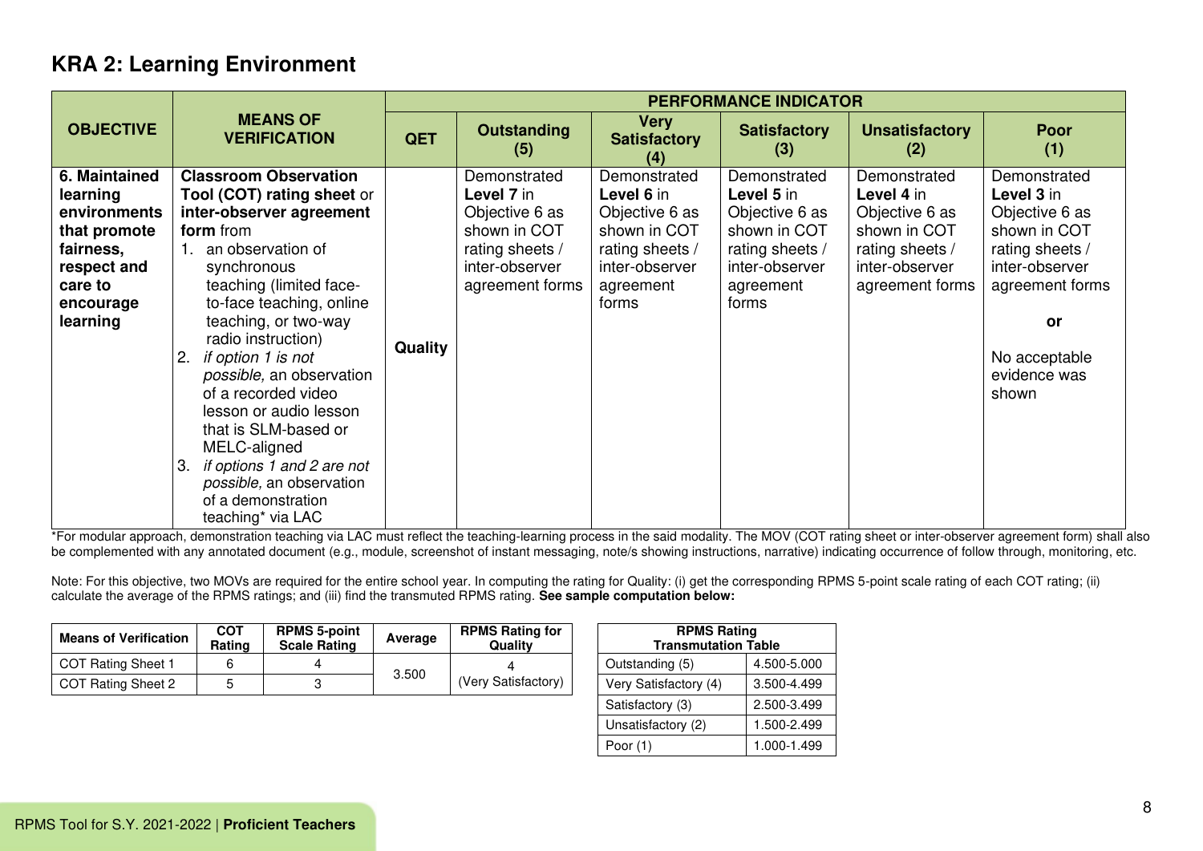## KRA 2: Learning Environment

| OBJECTIVE | MEANS OF VERIFICATION | PERFORMANCE INDICATOR | | | | | |
|---|---|---|---|---|---|---|---|
| | | **QET** | **Outstanding (5)** | **Very Satisfactory (4)** | **Satisfactory (3)** | **Unsatisfactory (2)** | **Poor (1)** |
| **6. Maintained learning environments that promote fairness, respect and care to encourage learning** | **Classroom Observation Tool (COT) rating sheet** or **inter-observer agreement form** from<br>1. an observation of synchronous teaching (limited face-to-face teaching, online teaching, or two-way radio instruction)<br>2. *if option 1 is not possible,* an observation of a recorded video lesson or audio lesson that is SLM-based or MELC-aligned<br>3. *if options 1 and 2 are not possible,* an observation of a demonstration teaching* via LAC | **Quality** | Demonstrated **Level 7** in Objective 6 as shown in COT rating sheets / inter-observer agreement forms | Demonstrated **Level 6** in Objective 6 as shown in COT rating sheets / inter-observer agreement forms | Demonstrated **Level 5** in Objective 6 as shown in COT rating sheets / inter-observer agreement forms | Demonstrated **Level 4** in Objective 6 as shown in COT rating sheets / inter-observer agreement forms | Demonstrated **Level 3** in Objective 6 as shown in COT rating sheets / inter-observer agreement forms<br><br>**or**<br><br>No acceptable evidence was shown |

*For modular approach, demonstration teaching via LAC must reflect the teaching-learning process in the said modality. The MOV (COT rating sheet or inter-observer agreement form) shall also be complemented with any annotated document (e.g., module, screenshot of instant messaging, note/s showing instructions, narrative) indicating occurrence of follow through, monitoring, etc.

Note: For this objective, two MOVs are required for the entire school year. In computing the rating for Quality: (i) get the corresponding RPMS 5-point scale rating of each COT rating; (ii) calculate the average of the RPMS ratings; and (iii) find the transmuted RPMS rating. **See sample computation below:**

| Means of Verification | COT Rating | RPMS 5-point Scale Rating | Average | RPMS Rating for Quality |
|---|---|---|---|---|
| COT Rating Sheet 1 | 6 | 4 | 3.500 | 4 (Very Satisfactory) |
| COT Rating Sheet 2 | 5 | 3 | | |

| RPMS Rating Transmutation Table | |
|---|---|
| Outstanding (5) | 4.500-5.000 |
| Very Satisfactory (4) | 3.500-4.499 |
| Satisfactory (3) | 2.500-3.499 |
| Unsatisfactory (2) | 1.500-2.499 |
| Poor (1) | 1.000-1.499 |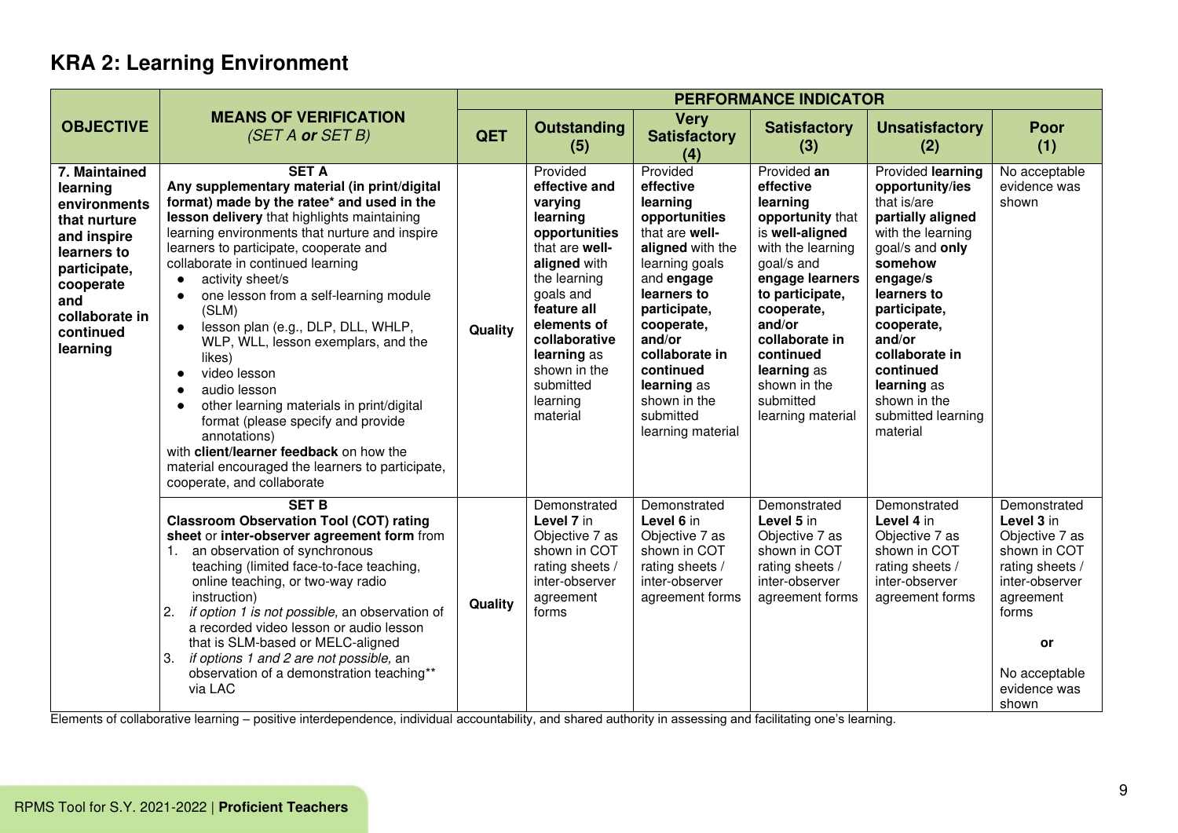## KRA 2: Learning Environment

| OBJECTIVE | MEANS OF VERIFICATION *(SET A **or** SET B)* | PERFORMANCE INDICATOR | | | | | |
|---|---|---|---|---|---|---|---|
| | | **QET** | **Outstanding (5)** | **Very Satisfactory (4)** | **Satisfactory (3)** | **Unsatisfactory (2)** | **Poor (1)** |
| **7. Maintained learning environments that nurture and inspire learners to participate, cooperate and collaborate in continued learning** | **SET A**<br>**Any supplementary material (in print/digital format) made by the ratee* and used in the lesson delivery** that highlights maintaining learning environments that nurture and inspire learners to participate, cooperate and collaborate in continued learning<br>• activity sheet/s<br>• one lesson from a self-learning module (SLM)<br>• lesson plan (e.g., DLP, DLL, WHLP, WLP, WLL, lesson exemplars, and the likes)<br>• video lesson<br>• audio lesson<br>• other learning materials in print/digital format (please specify and provide annotations)<br>with **client/learner feedback** on how the material encouraged the learners to participate, cooperate, and collaborate | **Quality** | Provided **effective and varying learning opportunities** that are **well-aligned** with the learning goals and **feature all elements of collaborative learning** as shown in the submitted learning material | Provided **effective learning opportunities** that are **well-aligned** with the learning goals and **engage learners to participate, cooperate, and/or collaborate in continued learning** as shown in the submitted learning material | Provided **an effective learning opportunity** that is **well-aligned** with the learning goal/s and **engage learners to participate, cooperate, and/or collaborate in continued learning** as shown in the submitted learning material | Provided **learning opportunity/ies** that is/are **partially aligned** with the learning goal/s and **only somehow engage/s learners to participate, cooperate, and/or collaborate in continued learning** as shown in the submitted learning material | No acceptable evidence was shown |
| | **SET B**<br>**Classroom Observation Tool (COT) rating sheet** or **inter-observer agreement form** from<br>1. an observation of synchronous teaching (limited face-to-face teaching, online teaching, or two-way radio instruction)<br>2. *if option 1 is not possible,* an observation of a recorded video lesson or audio lesson that is SLM-based or MELC-aligned<br>3. *if options 1 and 2 are not possible,* an observation of a demonstration teaching** via LAC | **Quality** | Demonstrated **Level 7** in Objective 7 as shown in COT rating sheets / inter-observer agreement forms | Demonstrated **Level 6** in Objective 7 as shown in COT rating sheets / inter-observer agreement forms | Demonstrated **Level 5** in Objective 7 as shown in COT rating sheets / inter-observer agreement forms | Demonstrated **Level 4** in Objective 7 as shown in COT rating sheets / inter-observer agreement forms | Demonstrated **Level 3** in Objective 7 as shown in COT rating sheets / inter-observer agreement forms<br><br>**or**<br><br>No acceptable evidence was shown |

Elements of collaborative learning – positive interdependence, individual accountability, and shared authority in assessing and facilitating one's learning.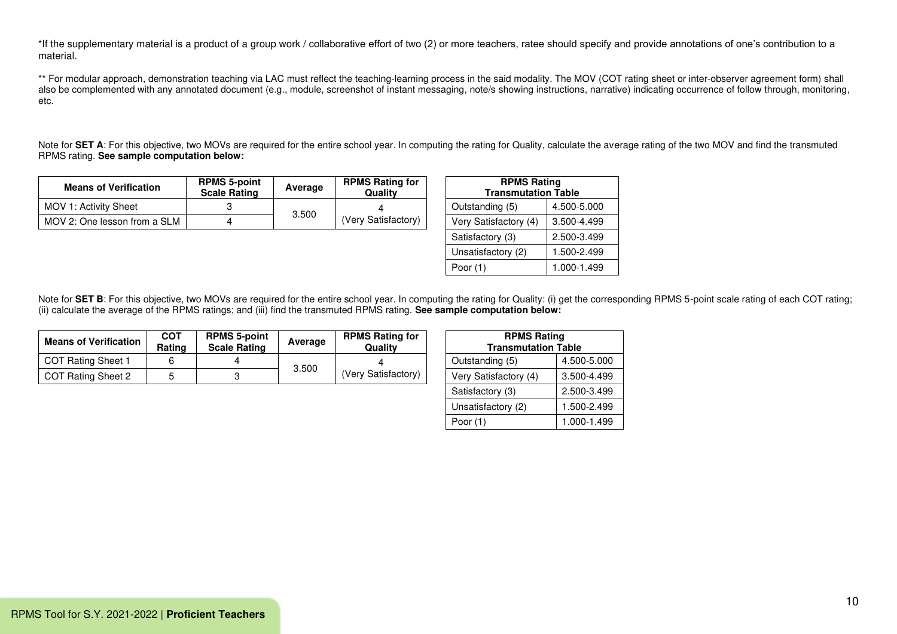*If the supplementary material is a product of a group work / collaborative effort of two (2) or more teachers, ratee should specify and provide annotations of one's contribution to a material.

** For modular approach, demonstration teaching via LAC must reflect the teaching-learning process in the said modality. The MOV (COT rating sheet or inter-observer agreement form) shall also be complemented with any annotated document (e.g., module, screenshot of instant messaging, note/s showing instructions, narrative) indicating occurrence of follow through, monitoring, etc.

Note for **SET A**: For this objective, two MOVs are required for the entire school year. In computing the rating for Quality, calculate the average rating of the two MOV and find the transmuted RPMS rating. **See sample computation below:**

| Means of Verification | RPMS 5-point Scale Rating | Average | RPMS Rating for Quality |
|---|---|---|---|
| MOV 1: Activity Sheet | 3 | 3.500 | 4 (Very Satisfactory) |
| MOV 2: One lesson from a SLM | 4 | | |

| RPMS Rating Transmutation Table | |
|---|---|
| Outstanding (5) | 4.500-5.000 |
| Very Satisfactory (4) | 3.500-4.499 |
| Satisfactory (3) | 2.500-3.499 |
| Unsatisfactory (2) | 1.500-2.499 |
| Poor (1) | 1.000-1.499 |

Note for **SET B**: For this objective, two MOVs are required for the entire school year. In computing the rating for Quality: (i) get the corresponding RPMS 5-point scale rating of each COT rating; (ii) calculate the average of the RPMS ratings; and (iii) find the transmuted RPMS rating. **See sample computation below:**

| Means of Verification | COT Rating | RPMS 5-point Scale Rating | Average | RPMS Rating for Quality |
|---|---|---|---|---|
| COT Rating Sheet 1 | 6 | 4 | 3.500 | 4 (Very Satisfactory) |
| COT Rating Sheet 2 | 5 | 3 | | |

| RPMS Rating Transmutation Table | |
|---|---|
| Outstanding (5) | 4.500-5.000 |
| Very Satisfactory (4) | 3.500-4.499 |
| Satisfactory (3) | 2.500-3.499 |
| Unsatisfactory (2) | 1.500-2.499 |
| Poor (1) | 1.000-1.499 |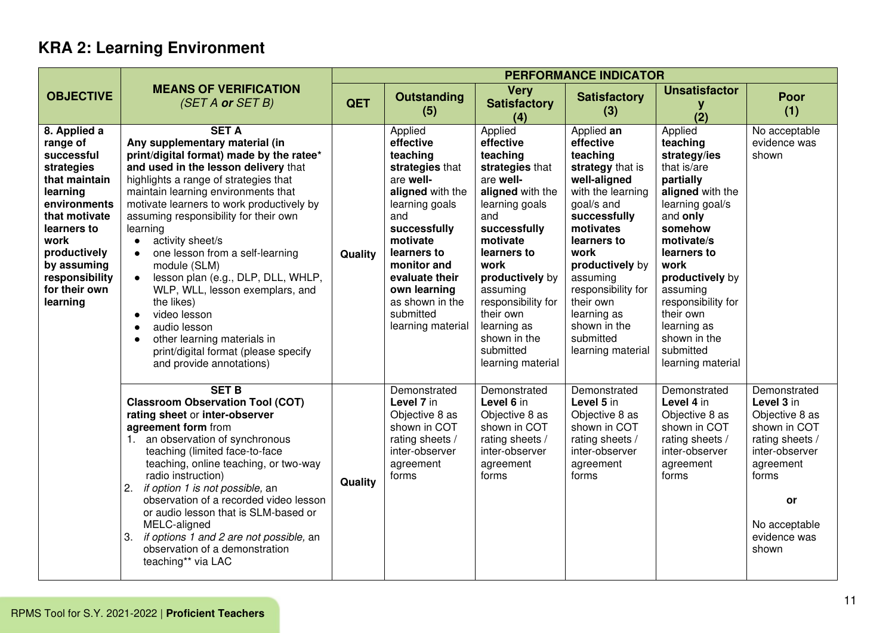## KRA 2: Learning Environment

| OBJECTIVE | MEANS OF VERIFICATION *(SET A **or** SET B)* | PERFORMANCE INDICATOR | | | | | |
|---|---|---|---|---|---|---|---|
| | | **QET** | **Outstanding (5)** | **Very Satisfactory (4)** | **Satisfactory (3)** | **Unsatisfactory (2)** | **Poor (1)** |
| **8. Applied a range of successful strategies that maintain learning environments that motivate learners to work productively by assuming responsibility for their own learning** | **SET A**<br>**Any supplementary material (in print/digital format) made by the ratee\* and used in the lesson delivery** that highlights a range of strategies that maintain learning environments that motivate learners to work productively by assuming responsibility for their own learning<br>• activity sheet/s<br>• one lesson from a self-learning module (SLM)<br>• lesson plan (e.g., DLP, DLL, WHLP, WLP, WLL, lesson exemplars, and the likes)<br>• video lesson<br>• audio lesson<br>• other learning materials in print/digital format (please specify and provide annotations) | **Quality** | Applied **effective teaching strategies** that are **well-aligned** with the learning goals and **successfully motivate learners to monitor and evaluate their own learning** as shown in the submitted learning material | Applied **effective teaching strategies** that are **well-aligned** with the learning goals and **successfully motivate learners to work productively** by assuming responsibility for their own learning as shown in the submitted learning material | Applied **an effective teaching strategy** that is **well-aligned** with the learning goal/s and **successfully motivates learners to work productively** by assuming responsibility for their own learning as shown in the submitted learning material | Applied **teaching strategy/ies** that is/are **partially aligned** with the learning goal/s and **only somehow motivate/s learners to work productively** by assuming responsibility for their own learning as shown in the submitted learning material | No acceptable evidence was shown |
| | **SET B**<br>**Classroom Observation Tool (COT) rating sheet** or **inter-observer agreement form** from<br>1. an observation of synchronous teaching (limited face-to-face teaching, online teaching, or two-way radio instruction)<br>2. *if option 1 is not possible,* an observation of a recorded video lesson or audio lesson that is SLM-based or MELC-aligned<br>3. *if options 1 and 2 are not possible,* an observation of a demonstration teaching\*\* via LAC | **Quality** | Demonstrated **Level 7** in Objective 8 as shown in COT rating sheets / inter-observer agreement forms | Demonstrated **Level 6** in Objective 8 as shown in COT rating sheets / inter-observer agreement forms | Demonstrated **Level 5** in Objective 8 as shown in COT rating sheets / inter-observer agreement forms | Demonstrated **Level 4** in Objective 8 as shown in COT rating sheets / inter-observer agreement forms | Demonstrated **Level 3** in Objective 8 as shown in COT rating sheets / inter-observer agreement forms<br><br>**or**<br><br>No acceptable evidence was shown |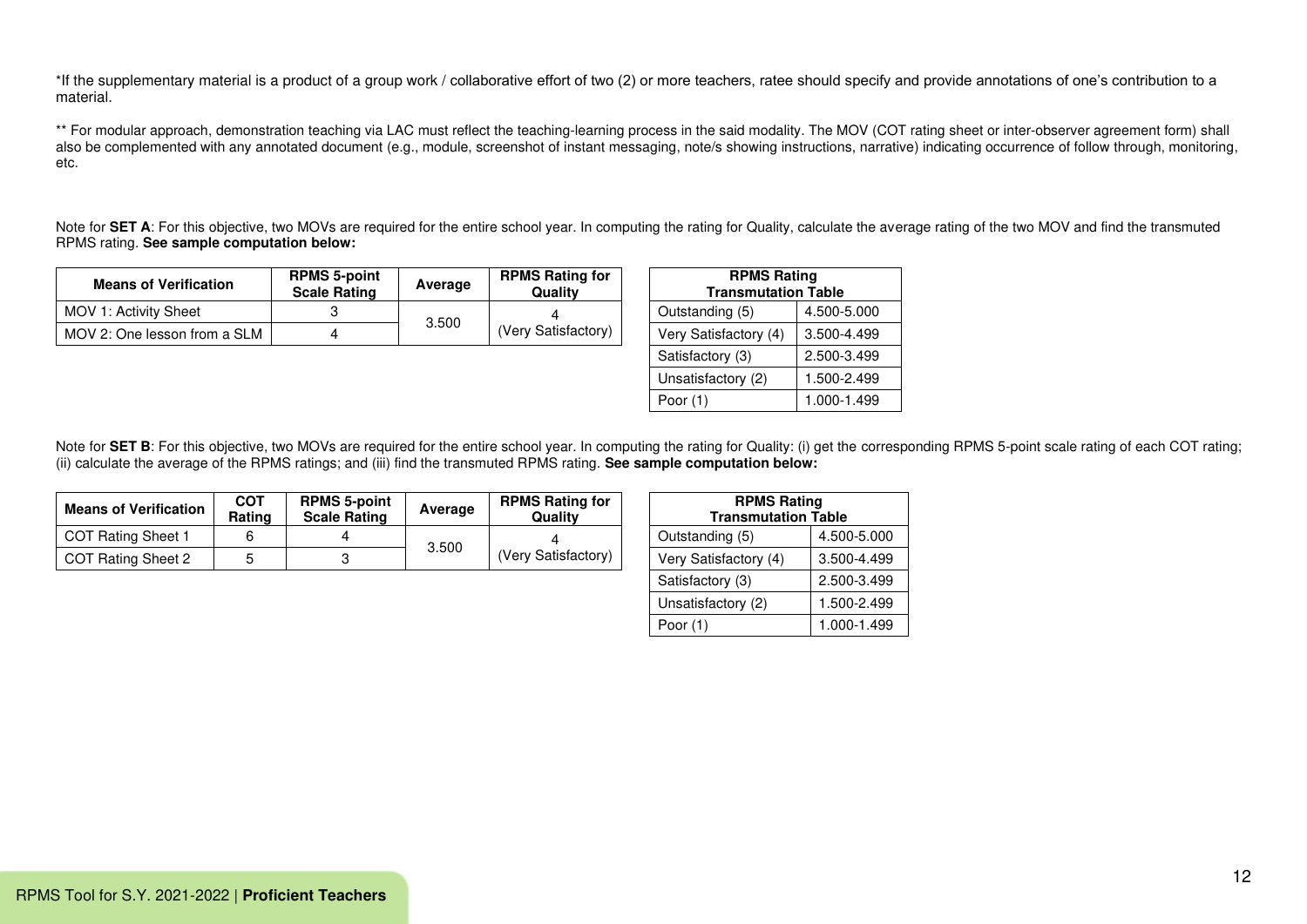*If the supplementary material is a product of a group work / collaborative effort of two (2) or more teachers, ratee should specify and provide annotations of one's contribution to a material.

** For modular approach, demonstration teaching via LAC must reflect the teaching-learning process in the said modality. The MOV (COT rating sheet or inter-observer agreement form) shall also be complemented with any annotated document (e.g., module, screenshot of instant messaging, note/s showing instructions, narrative) indicating occurrence of follow through, monitoring, etc.

Note for **SET A**: For this objective, two MOVs are required for the entire school year. In computing the rating for Quality, calculate the average rating of the two MOV and find the transmuted RPMS rating. **See sample computation below:**

| Means of Verification | RPMS 5-point Scale Rating | Average | RPMS Rating for Quality |
|---|---|---|---|
| MOV 1: Activity Sheet | 3 | 3.500 | 4 (Very Satisfactory) |
| MOV 2: One lesson from a SLM | 4 | | |

| RPMS Rating Transmutation Table | |
|---|---|
| Outstanding (5) | 4.500-5.000 |
| Very Satisfactory (4) | 3.500-4.499 |
| Satisfactory (3) | 2.500-3.499 |
| Unsatisfactory (2) | 1.500-2.499 |
| Poor (1) | 1.000-1.499 |

Note for **SET B**: For this objective, two MOVs are required for the entire school year. In computing the rating for Quality: (i) get the corresponding RPMS 5-point scale rating of each COT rating; (ii) calculate the average of the RPMS ratings; and (iii) find the transmuted RPMS rating. **See sample computation below:**

| Means of Verification | COT Rating | RPMS 5-point Scale Rating | Average | RPMS Rating for Quality |
|---|---|---|---|---|
| COT Rating Sheet 1 | 6 | 4 | 3.500 | 4 (Very Satisfactory) |
| COT Rating Sheet 2 | 5 | 3 | | |

| RPMS Rating Transmutation Table | |
|---|---|
| Outstanding (5) | 4.500-5.000 |
| Very Satisfactory (4) | 3.500-4.499 |
| Satisfactory (3) | 2.500-3.499 |
| Unsatisfactory (2) | 1.500-2.499 |
| Poor (1) | 1.000-1.499 |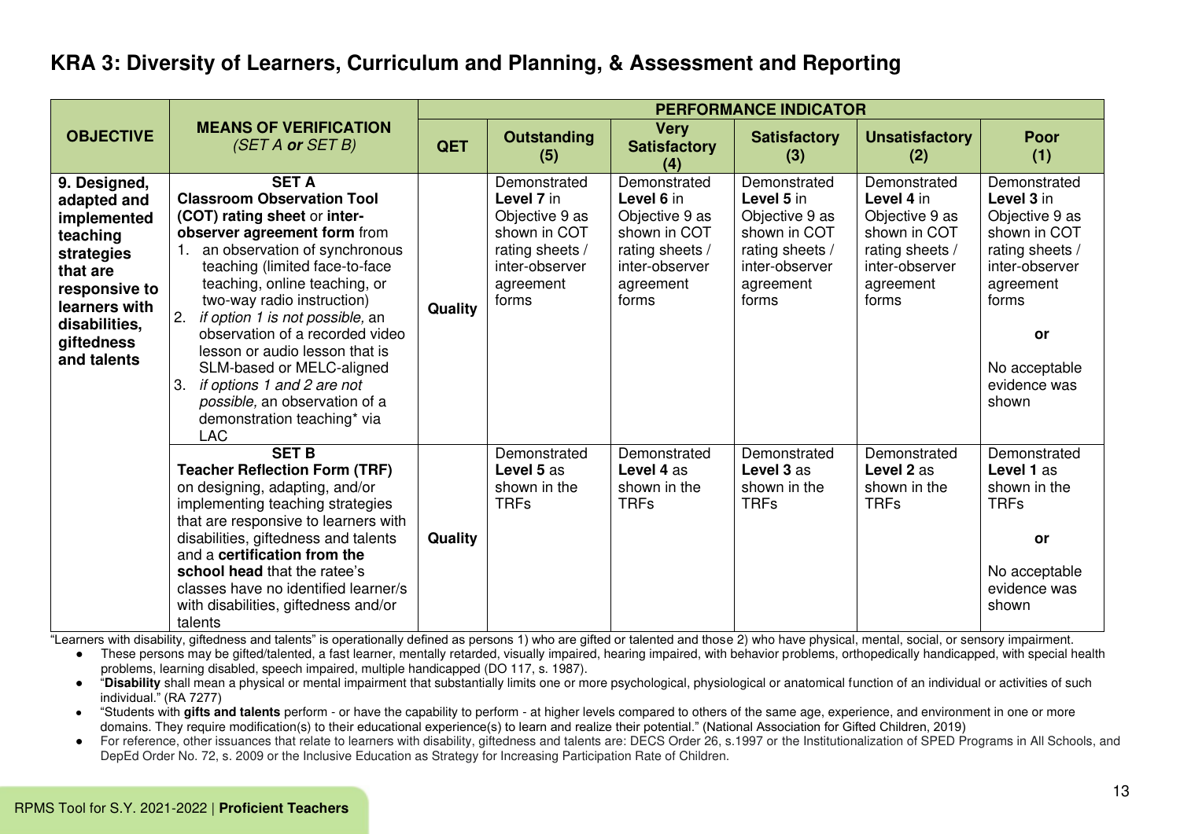## KRA 3: Diversity of Learners, Curriculum and Planning, & Assessment and Reporting

| OBJECTIVE | MEANS OF VERIFICATION *(SET A **or** SET B)* | PERFORMANCE INDICATOR | | | | | |
|---|---|---|---|---|---|---|---|
| | | **QET** | **Outstanding (5)** | **Very Satisfactory (4)** | **Satisfactory (3)** | **Unsatisfactory (2)** | **Poor (1)** |
| **9. Designed, adapted and implemented teaching strategies that are responsive to learners with disabilities, giftedness and talents** | **SET A** **Classroom Observation Tool (COT) rating sheet** or **inter-observer agreement form** from 1. an observation of synchronous teaching (limited face-to-face teaching, online teaching, or two-way radio instruction) 2. *if option 1 is not possible,* an observation of a recorded video lesson or audio lesson that is SLM-based or MELC-aligned 3. *if options 1 and 2 are not possible,* an observation of a demonstration teaching* via LAC | Quality | Demonstrated **Level 7** in Objective 9 as shown in COT rating sheets / inter-observer agreement forms | Demonstrated **Level 6** in Objective 9 as shown in COT rating sheets / inter-observer agreement forms | Demonstrated **Level 5** in Objective 9 as shown in COT rating sheets / inter-observer agreement forms | Demonstrated **Level 4** in Objective 9 as shown in COT rating sheets / inter-observer agreement forms | Demonstrated **Level 3** in Objective 9 as shown in COT rating sheets / inter-observer agreement forms **or** No acceptable evidence was shown |
| | **SET B** **Teacher Reflection Form (TRF)** on designing, adapting, and/or implementing teaching strategies that are responsive to learners with disabilities, giftedness and talents and a **certification from the school head** that the ratee's classes have no identified learner/s with disabilities, giftedness and/or talents | Quality | Demonstrated **Level 5** as shown in the TRFs | Demonstrated **Level 4** as shown in the TRFs | Demonstrated **Level 3** as shown in the TRFs | Demonstrated **Level 2** as shown in the TRFs | Demonstrated **Level 1** as shown in the TRFs **or** No acceptable evidence was shown |

"Learners with disability, giftedness and talents" is operationally defined as persons 1) who are gifted or talented and those 2) who have physical, mental, social, or sensory impairment.

- These persons may be gifted/talented, a fast learner, mentally retarded, visually impaired, hearing impaired, with behavior problems, orthopedically handicapped, with special health problems, learning disabled, speech impaired, multiple handicapped (DO 117, s. 1987).
- "**Disability** shall mean a physical or mental impairment that substantially limits one or more psychological, physiological or anatomical function of an individual or activities of such individual." (RA 7277)
- "Students with **gifts and talents** perform - or have the capability to perform - at higher levels compared to others of the same age, experience, and environment in one or more domains. They require modification(s) to their educational experience(s) to learn and realize their potential." (National Association for Gifted Children, 2019)
- For reference, other issuances that relate to learners with disability, giftedness and talents are: DECS Order 26, s.1997 or the Institutionalization of SPED Programs in All Schools, and DepEd Order No. 72, s. 2009 or the Inclusive Education as Strategy for Increasing Participation Rate of Children.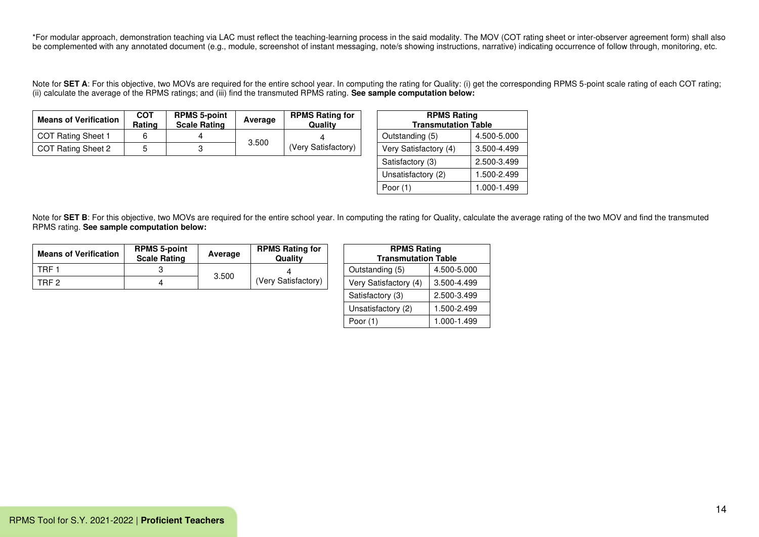*For modular approach, demonstration teaching via LAC must reflect the teaching-learning process in the said modality. The MOV (COT rating sheet or inter-observer agreement form) shall also be complemented with any annotated document (e.g., module, screenshot of instant messaging, note/s showing instructions, narrative) indicating occurrence of follow through, monitoring, etc.

Note for **SET A**: For this objective, two MOVs are required for the entire school year. In computing the rating for Quality: (i) get the corresponding RPMS 5-point scale rating of each COT rating; (ii) calculate the average of the RPMS ratings; and (iii) find the transmuted RPMS rating. **See sample computation below:**

| Means of Verification | COT Rating | RPMS 5-point Scale Rating | Average | RPMS Rating for Quality |
|---|---|---|---|---|
| COT Rating Sheet 1 | 6 | 4 | 3.500 | 4 (Very Satisfactory) |
| COT Rating Sheet 2 | 5 | 3 | | |

| RPMS Rating Transmutation Table | |
|---|---|
| Outstanding (5) | 4.500-5.000 |
| Very Satisfactory (4) | 3.500-4.499 |
| Satisfactory (3) | 2.500-3.499 |
| Unsatisfactory (2) | 1.500-2.499 |
| Poor (1) | 1.000-1.499 |

Note for **SET B**: For this objective, two MOVs are required for the entire school year. In computing the rating for Quality, calculate the average rating of the two MOV and find the transmuted RPMS rating. **See sample computation below:**

| Means of Verification | RPMS 5-point Scale Rating | Average | RPMS Rating for Quality |
|---|---|---|---|
| TRF 1 | 3 | 3.500 | 4 (Very Satisfactory) |
| TRF 2 | 4 | | |

| RPMS Rating Transmutation Table | |
|---|---|
| Outstanding (5) | 4.500-5.000 |
| Very Satisfactory (4) | 3.500-4.499 |
| Satisfactory (3) | 2.500-3.499 |
| Unsatisfactory (2) | 1.500-2.499 |
| Poor (1) | 1.000-1.499 |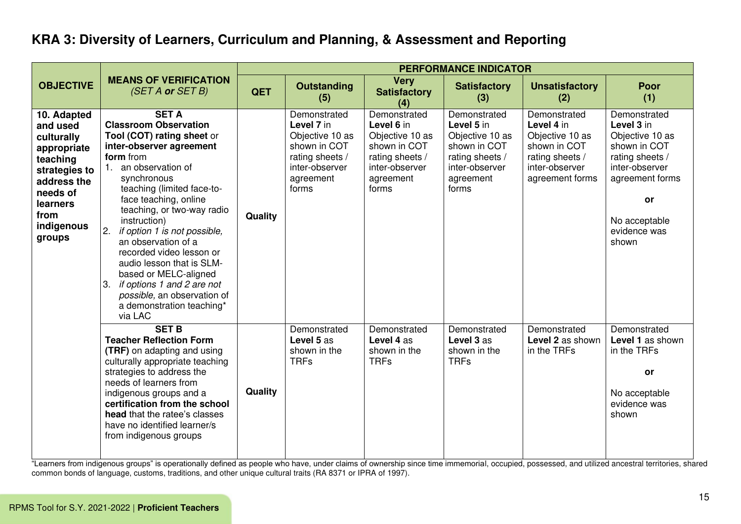## KRA 3: Diversity of Learners, Curriculum and Planning, & Assessment and Reporting

| OBJECTIVE | MEANS OF VERIFICATION *(SET A **or** SET B)* | PERFORMANCE INDICATOR | | | | | |
|---|---|---|---|---|---|---|---|
| | | **QET** | **Outstanding (5)** | **Very Satisfactory (4)** | **Satisfactory (3)** | **Unsatisfactory (2)** | **Poor (1)** |
| **10. Adapted and used culturally appropriate teaching strategies to address the needs of learners from indigenous groups** | **SET A** **Classroom Observation Tool (COT) rating sheet** or **inter-observer agreement form** from 1. an observation of synchronous teaching (limited face-to-face teaching, online teaching, or two-way radio instruction) 2. *if option 1 is not possible,* an observation of a recorded video lesson or audio lesson that is SLM-based or MELC-aligned 3. *if options 1 and 2 are not possible,* an observation of a demonstration teaching* via LAC | **Quality** | Demonstrated **Level 7** in Objective 10 as shown in COT rating sheets / inter-observer agreement forms | Demonstrated **Level 6** in Objective 10 as shown in COT rating sheets / inter-observer agreement forms | Demonstrated **Level 5** in Objective 10 as shown in COT rating sheets / inter-observer agreement forms | Demonstrated **Level 4** in Objective 10 as shown in COT rating sheets / inter-observer agreement forms | Demonstrated **Level 3** in Objective 10 as shown in COT rating sheets / inter-observer agreement forms **or** No acceptable evidence was shown |
| | **SET B** **Teacher Reflection Form (TRF)** on adapting and using culturally appropriate teaching strategies to address the needs of learners from indigenous groups and a **certification from the school head** that the ratee's classes have no identified learner/s from indigenous groups | **Quality** | Demonstrated **Level 5** as shown in the TRFs | Demonstrated **Level 4** as shown in the TRFs | Demonstrated **Level 3** as shown in the TRFs | Demonstrated **Level 2** as shown in the TRFs | Demonstrated **Level 1** as shown in the TRFs **or** No acceptable evidence was shown |

"Learners from indigenous groups" is operationally defined as people who have, under claims of ownership since time immemorial, occupied, possessed, and utilized ancestral territories, shared common bonds of language, customs, traditions, and other unique cultural traits (RA 8371 or IPRA of 1997).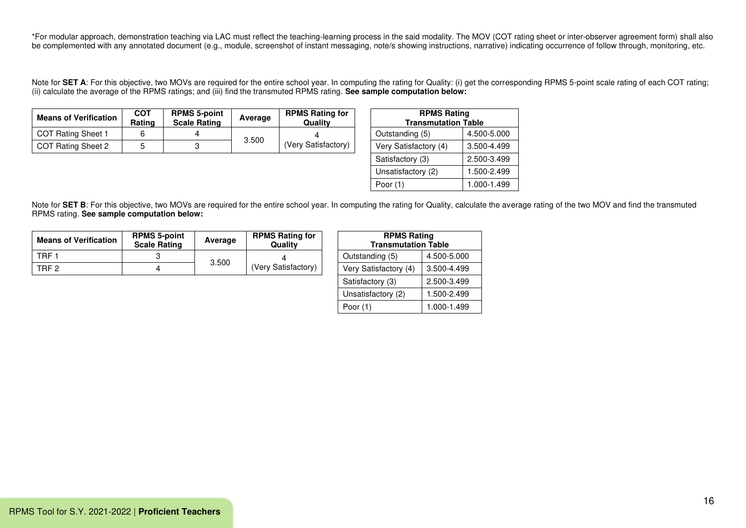*For modular approach, demonstration teaching via LAC must reflect the teaching-learning process in the said modality. The MOV (COT rating sheet or inter-observer agreement form) shall also be complemented with any annotated document (e.g., module, screenshot of instant messaging, note/s showing instructions, narrative) indicating occurrence of follow through, monitoring, etc.

Note for **SET A**: For this objective, two MOVs are required for the entire school year. In computing the rating for Quality: (i) get the corresponding RPMS 5-point scale rating of each COT rating; (ii) calculate the average of the RPMS ratings; and (iii) find the transmuted RPMS rating. **See sample computation below:**

| Means of Verification | COT Rating | RPMS 5-point Scale Rating | Average | RPMS Rating for Quality |
|---|---|---|---|---|
| COT Rating Sheet 1 | 6 | 4 | 3.500 | 4 (Very Satisfactory) |
| COT Rating Sheet 2 | 5 | 3 | | |

| RPMS Rating Transmutation Table | |
|---|---|
| Outstanding (5) | 4.500-5.000 |
| Very Satisfactory (4) | 3.500-4.499 |
| Satisfactory (3) | 2.500-3.499 |
| Unsatisfactory (2) | 1.500-2.499 |
| Poor (1) | 1.000-1.499 |

Note for **SET B**: For this objective, two MOVs are required for the entire school year. In computing the rating for Quality, calculate the average rating of the two MOV and find the transmuted RPMS rating. **See sample computation below:**

| Means of Verification | RPMS 5-point Scale Rating | Average | RPMS Rating for Quality |
|---|---|---|---|
| TRF 1 | 3 | 3.500 | 4 (Very Satisfactory) |
| TRF 2 | 4 | | |

| RPMS Rating Transmutation Table | |
|---|---|
| Outstanding (5) | 4.500-5.000 |
| Very Satisfactory (4) | 3.500-4.499 |
| Satisfactory (3) | 2.500-3.499 |
| Unsatisfactory (2) | 1.500-2.499 |
| Poor (1) | 1.000-1.499 |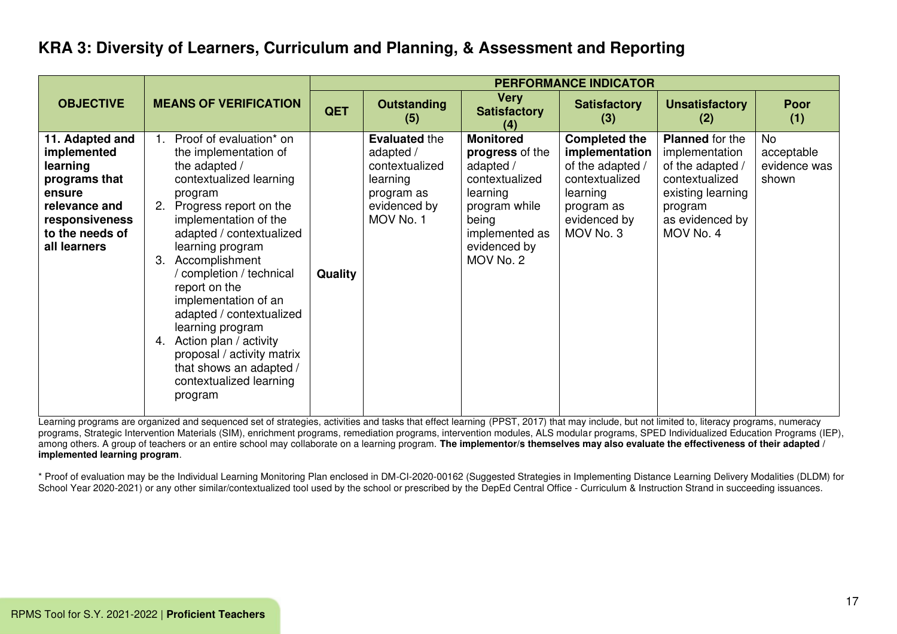## KRA 3: Diversity of Learners, Curriculum and Planning, & Assessment and Reporting

| OBJECTIVE | MEANS OF VERIFICATION | PERFORMANCE INDICATOR | | | | | |
|---|---|---|---|---|---|---|---|
| | | QET | Outstanding (5) | Very Satisfactory (4) | Satisfactory (3) | Unsatisfactory (2) | Poor (1) |
| **11. Adapted and implemented learning programs that ensure relevance and responsiveness to the needs of all learners** | 1. Proof of evaluation* on the implementation of the adapted / contextualized learning program<br>2. Progress report on the implementation of the adapted / contextualized learning program<br>3. Accomplishment / completion / technical report on the implementation of an adapted / contextualized learning program<br>4. Action plan / activity proposal / activity matrix that shows an adapted / contextualized learning program | **Quality** | **Evaluated** the adapted / contextualized learning program as evidenced by MOV No. 1 | **Monitored progress** of the adapted / contextualized learning program while being implemented as evidenced by MOV No. 2 | **Completed the implementation** of the adapted / contextualized learning program as evidenced by MOV No. 3 | **Planned** for the implementation of the adapted / contextualized existing learning program as evidenced by MOV No. 4 | No acceptable evidence was shown |

Learning programs are organized and sequenced set of strategies, activities and tasks that effect learning (PPST, 2017) that may include, but not limited to, literacy programs, numeracy programs, Strategic Intervention Materials (SIM), enrichment programs, remediation programs, intervention modules, ALS modular programs, SPED Individualized Education Programs (IEP), among others. A group of teachers or an entire school may collaborate on a learning program. **The implementor/s themselves may also evaluate the effectiveness of their adapted / implemented learning program**.

* Proof of evaluation may be the Individual Learning Monitoring Plan enclosed in DM-CI-2020-00162 (Suggested Strategies in Implementing Distance Learning Delivery Modalities (DLDM) for School Year 2020-2021) or any other similar/contextualized tool used by the school or prescribed by the DepEd Central Office - Curriculum & Instruction Strand in succeeding issuances.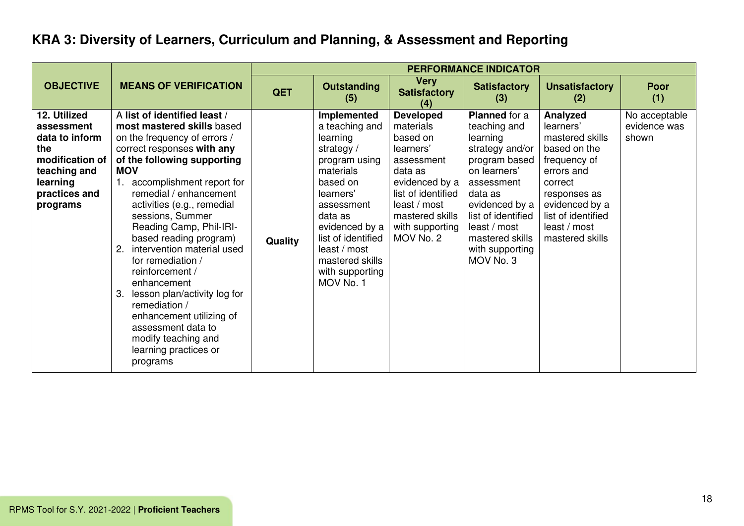## KRA 3: Diversity of Learners, Curriculum and Planning, & Assessment and Reporting

| OBJECTIVE | MEANS OF VERIFICATION | PERFORMANCE INDICATOR | | | | | |
|---|---|---|---|---|---|---|---|
| | | QET | Outstanding (5) | Very Satisfactory (4) | Satisfactory (3) | Unsatisfactory (2) | Poor (1) |
| **12. Utilized assessment data to inform the modification of teaching and learning practices and programs** | A **list of identified least / most mastered skills** based on the frequency of errors / correct responses **with any of the following supporting MOV**<br>1. accomplishment report for remedial / enhancement activities (e.g., remedial sessions, Summer Reading Camp, Phil-IRI-based reading program)<br>2. intervention material used for remediation / reinforcement / enhancement<br>3. lesson plan/activity log for remediation / enhancement utilizing of assessment data to modify teaching and learning practices or programs | **Quality** | **Implemented** a teaching and learning strategy / program using materials based on learners' assessment data as evidenced by a list of identified least / most mastered skills with supporting MOV No. 1 | **Developed** materials based on learners' assessment data as evidenced by a list of identified least / most mastered skills with supporting MOV No. 2 | **Planned** for a teaching and learning strategy and/or program based on learners' assessment data as evidenced by a list of identified least / most mastered skills with supporting MOV No. 3 | **Analyzed** learners' mastered skills based on the frequency of errors and correct responses as evidenced by a list of identified least / most mastered skills | No acceptable evidence was shown |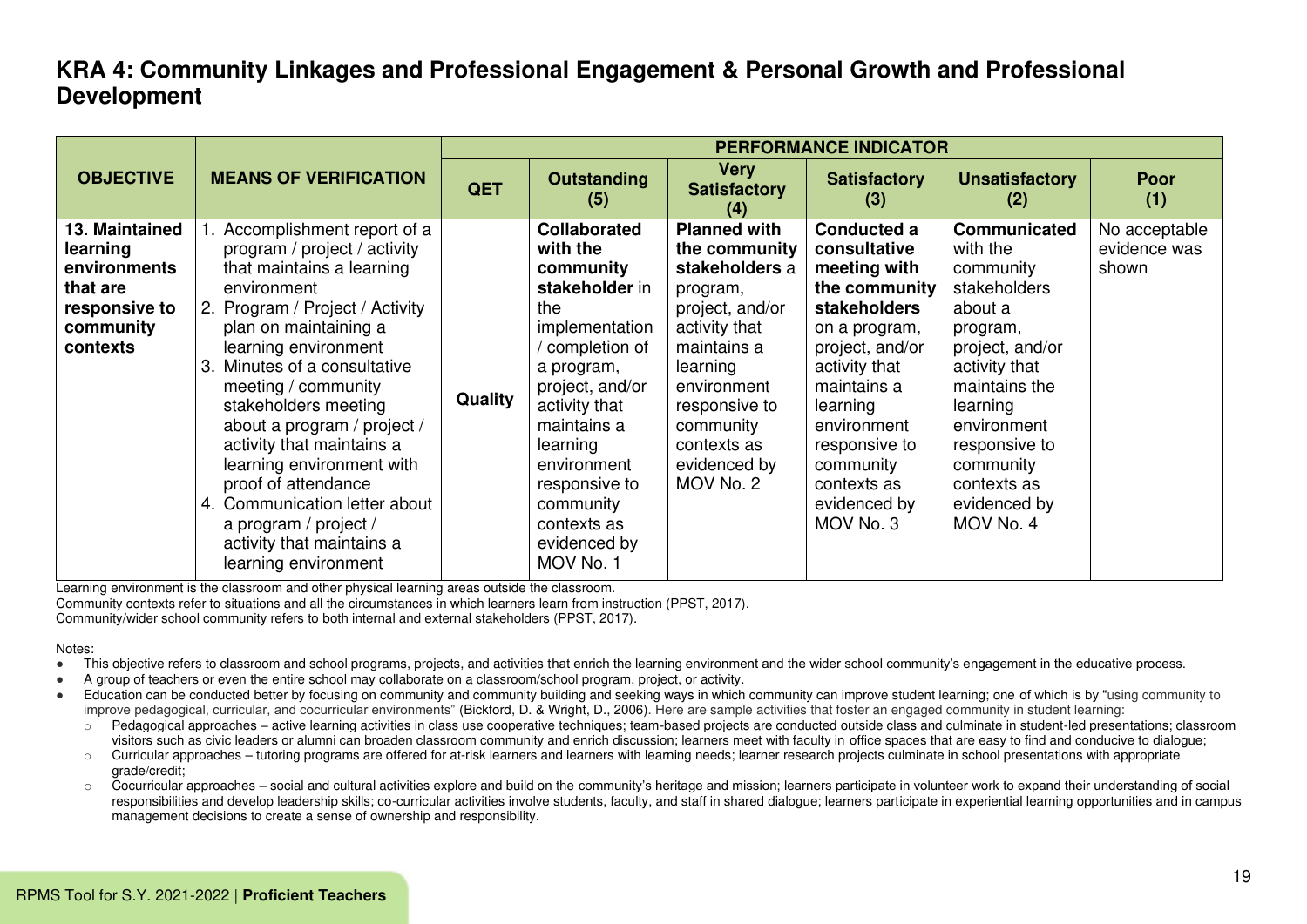# KRA 4: Community Linkages and Professional Engagement & Personal Growth and Professional Development

| OBJECTIVE | MEANS OF VERIFICATION | PERFORMANCE INDICATOR | | | | | |
|---|---|---|---|---|---|---|---|
| | | **QET** | **Outstanding (5)** | **Very Satisfactory (4)** | **Satisfactory (3)** | **Unsatisfactory (2)** | **Poor (1)** |
| **13. Maintained learning environments that are responsive to community contexts** | 1. Accomplishment report of a program / project / activity that maintains a learning environment<br>2. Program / Project / Activity plan on maintaining a learning environment<br>3. Minutes of a consultative meeting / community stakeholders meeting about a program / project / activity that maintains a learning environment with proof of attendance<br>4. Communication letter about a program / project / activity that maintains a learning environment | **Quality** | **Collaborated with the community stakeholder** in the implementation / completion of a program, project, and/or activity that maintains a learning environment responsive to community contexts as evidenced by MOV No. 1 | **Planned with the community stakeholders** a program, project, and/or activity that maintains a learning environment responsive to community contexts as evidenced by MOV No. 2 | **Conducted a consultative meeting with the community stakeholders** on a program, project, and/or activity that maintains a learning environment responsive to community contexts as evidenced by MOV No. 3 | **Communicated** with the community stakeholders about a program, project, and/or activity that maintains the learning environment responsive to community contexts as evidenced by MOV No. 4 | No acceptable evidence was shown |

Learning environment is the classroom and other physical learning areas outside the classroom.
Community contexts refer to situations and all the circumstances in which learners learn from instruction (PPST, 2017).
Community/wider school community refers to both internal and external stakeholders (PPST, 2017).

Notes:

- This objective refers to classroom and school programs, projects, and activities that enrich the learning environment and the wider school community's engagement in the educative process.
- A group of teachers or even the entire school may collaborate on a classroom/school program, project, or activity.
- Education can be conducted better by focusing on community and community building and seeking ways in which community can improve student learning; one of which is by "using community to improve pedagogical, curricular, and cocurricular environments" (Bickford, D. & Wright, D., 2006). Here are sample activities that foster an engaged community in student learning:
  - Pedagogical approaches – active learning activities in class use cooperative techniques; team-based projects are conducted outside class and culminate in student-led presentations; classroom visitors such as civic leaders or alumni can broaden classroom community and enrich discussion; learners meet with faculty in office spaces that are easy to find and conducive to dialogue;
  - Curricular approaches – tutoring programs are offered for at-risk learners and learners with learning needs; learner research projects culminate in school presentations with appropriate grade/credit;
  - Cocurricular approaches – social and cultural activities explore and build on the community's heritage and mission; learners participate in volunteer work to expand their understanding of social responsibilities and develop leadership skills; co-curricular activities involve students, faculty, and staff in shared dialogue; learners participate in experiential learning opportunities and in campus management decisions to create a sense of ownership and responsibility.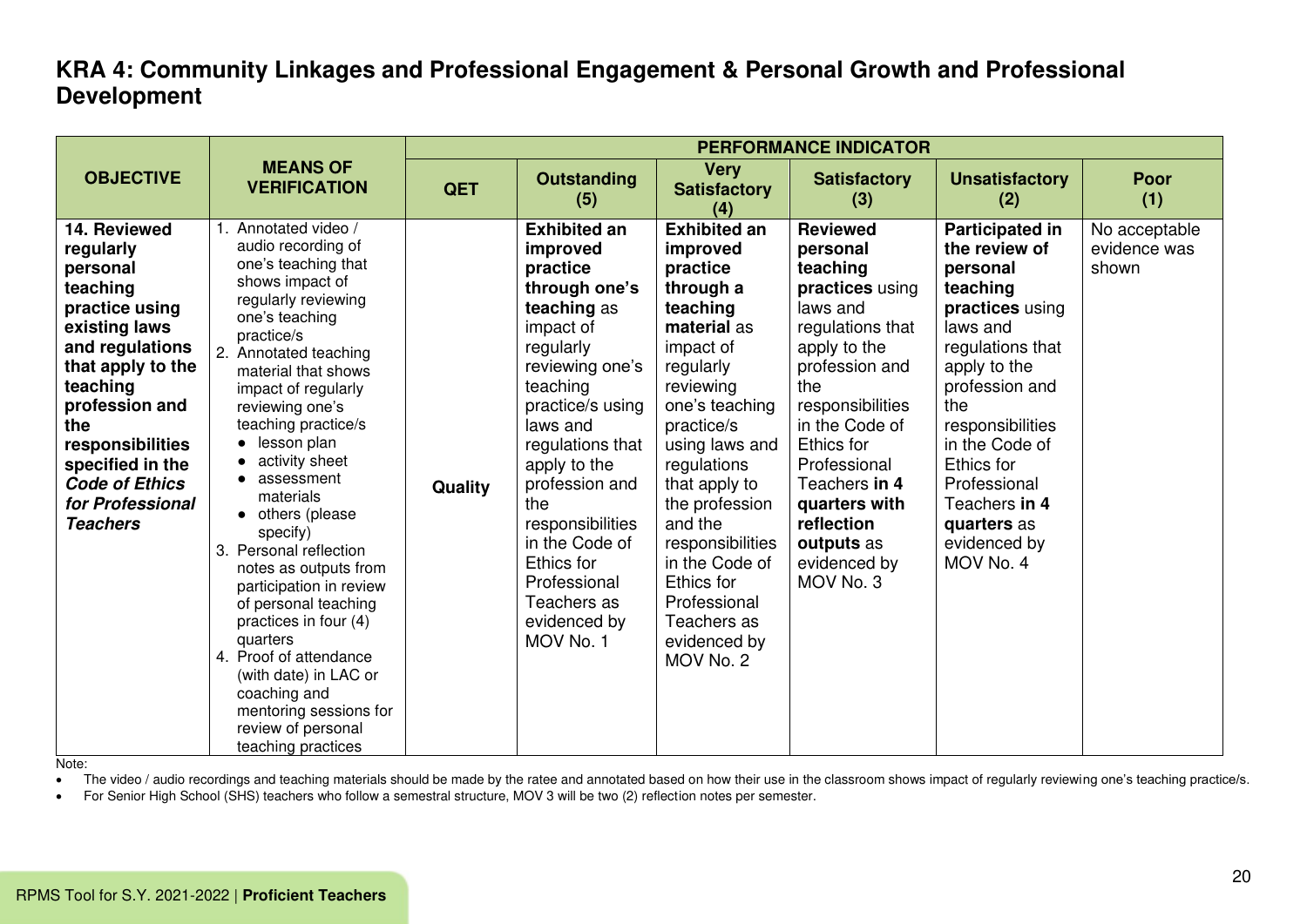## KRA 4: Community Linkages and Professional Engagement & Personal Growth and Professional Development

| OBJECTIVE | MEANS OF VERIFICATION | PERFORMANCE INDICATOR | | | | | |
|---|---|---|---|---|---|---|---|
| | | QET | Outstanding (5) | Very Satisfactory (4) | Satisfactory (3) | Unsatisfactory (2) | Poor (1) |
| **14. Reviewed regularly personal teaching practice using existing laws and regulations that apply to the teaching profession and the responsibilities specified in the *Code of Ethics for Professional Teachers*** | 1. Annotated video / audio recording of one's teaching that shows impact of regularly reviewing one's teaching practice/s<br>2. Annotated teaching material that shows impact of regularly reviewing one's teaching practice/s<br>• lesson plan<br>• activity sheet<br>• assessment materials<br>• others (please specify)<br>3. Personal reflection notes as outputs from participation in review of personal teaching practices in four (4) quarters<br>4. Proof of attendance (with date) in LAC or coaching and mentoring sessions for review of personal teaching practices | Quality | **Exhibited an improved practice through one's teaching** as impact of regularly reviewing one's teaching practice/s using laws and regulations that apply to the profession and the responsibilities in the Code of Ethics for Professional Teachers as evidenced by MOV No. 1 | **Exhibited an improved practice through a teaching material** as impact of regularly reviewing one's teaching practice/s using laws and regulations that apply to the profession and the responsibilities in the Code of Ethics for Professional Teachers as evidenced by MOV No. 2 | **Reviewed personal teaching practices** using laws and regulations that apply to the profession and the responsibilities in the Code of Ethics for Professional Teachers **in 4 quarters with reflection outputs** as evidenced by MOV No. 3 | **Participated in the review of personal teaching practices** using laws and regulations that apply to the profession and the responsibilities in the Code of Ethics for Professional Teachers **in 4 quarters** as evidenced by MOV No. 4 | No acceptable evidence was shown |

Note:

- The video / audio recordings and teaching materials should be made by the ratee and annotated based on how their use in the classroom shows impact of regularly reviewing one's teaching practice/s.
- For Senior High School (SHS) teachers who follow a semestral structure, MOV 3 will be two (2) reflection notes per semester.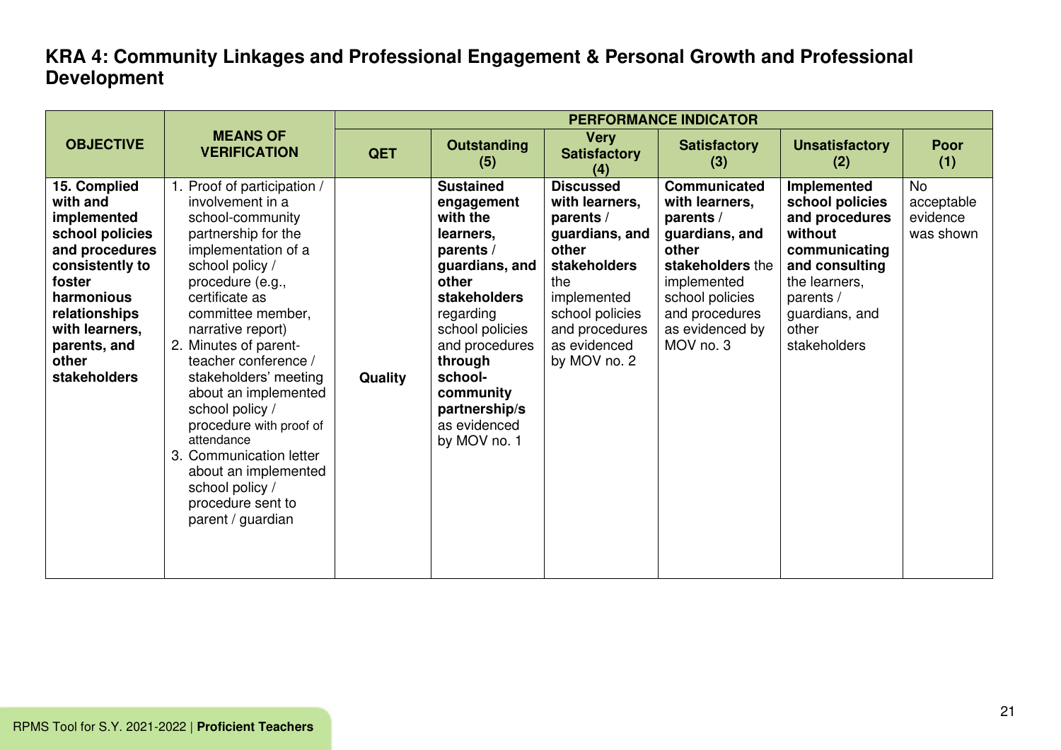## KRA 4: Community Linkages and Professional Engagement & Personal Growth and Professional Development

| OBJECTIVE | MEANS OF VERIFICATION | PERFORMANCE INDICATOR | | | | | |
|---|---|---|---|---|---|---|---|
| | | **QET** | **Outstanding (5)** | **Very Satisfactory (4)** | **Satisfactory (3)** | **Unsatisfactory (2)** | **Poor (1)** |
| **15. Complied with and implemented school policies and procedures consistently to foster harmonious relationships with learners, parents, and other stakeholders** | 1. Proof of participation / involvement in a school-community partnership for the implementation of a school policy / procedure (e.g., certificate as committee member, narrative report)<br>2. Minutes of parent-teacher conference / stakeholders' meeting about an implemented school policy / procedure with proof of attendance<br>3. Communication letter about an implemented school policy / procedure sent to parent / guardian | **Quality** | **Sustained engagement with the learners, parents / guardians, and other stakeholders** regarding school policies and procedures **through school-community partnership/s** as evidenced by MOV no. 1 | **Discussed with learners, parents / guardians, and other stakeholders** the implemented school policies and procedures as evidenced by MOV no. 2 | **Communicated with learners, parents / guardians, and other stakeholders** the implemented school policies and procedures as evidenced by MOV no. 3 | **Implemented school policies and procedures without communicating and consulting** the learners, parents / guardians, and other stakeholders | No acceptable evidence was shown |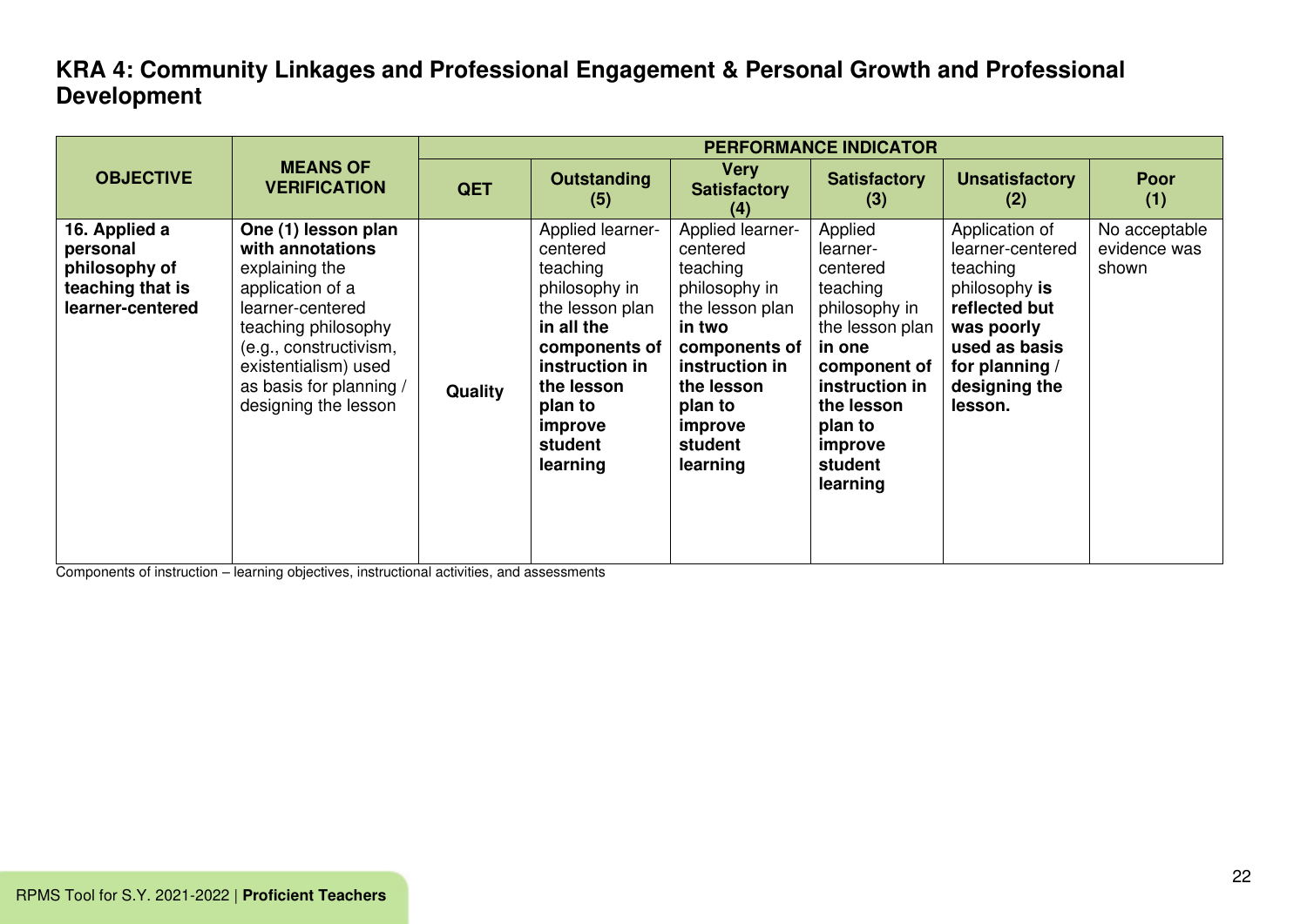## KRA 4: Community Linkages and Professional Engagement & Personal Growth and Professional Development

| OBJECTIVE | MEANS OF VERIFICATION | PERFORMANCE INDICATOR | | | | | |
|---|---|---|---|---|---|---|---|
| | | QET | Outstanding (5) | Very Satisfactory (4) | Satisfactory (3) | Unsatisfactory (2) | Poor (1) |
| **16. Applied a personal philosophy of teaching that is learner-centered** | **One (1) lesson plan with annotations** explaining the application of a learner-centered teaching philosophy (e.g., constructivism, existentialism) used as basis for planning / designing the lesson | **Quality** | Applied learner-centered teaching philosophy in the lesson plan **in all the components of instruction in the lesson plan to improve student learning** | Applied learner-centered teaching philosophy in the lesson plan **in two components of instruction in the lesson plan to improve student learning** | Applied learner-centered teaching philosophy in the lesson plan **in one component of instruction in the lesson plan to improve student learning** | Application of learner-centered teaching philosophy **is reflected but was poorly used as basis for planning** / **designing the lesson.** | No acceptable evidence was shown |

Components of instruction – learning objectives, instructional activities, and assessments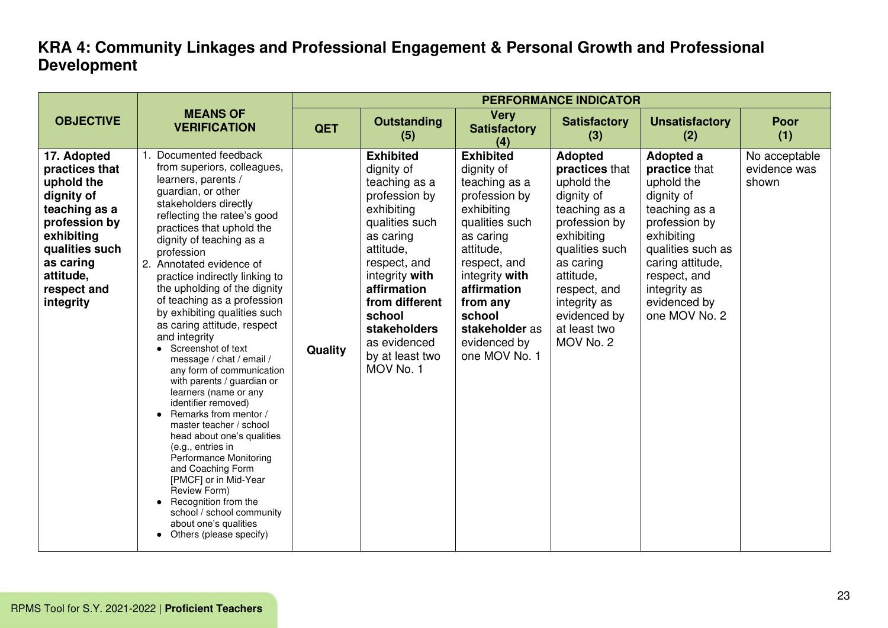## KRA 4: Community Linkages and Professional Engagement & Personal Growth and Professional Development

| OBJECTIVE | MEANS OF VERIFICATION | PERFORMANCE INDICATOR | | | | | |
|---|---|---|---|---|---|---|---|
| | | **QET** | **Outstanding (5)** | **Very Satisfactory (4)** | **Satisfactory (3)** | **Unsatisfactory (2)** | **Poor (1)** |
| **17. Adopted practices that uphold the dignity of teaching as a profession by exhibiting qualities such as caring attitude, respect and integrity** | 1. Documented feedback from superiors, colleagues, learners, parents / guardian, or other stakeholders directly reflecting the ratee's good practices that uphold the dignity of teaching as a profession<br>2. Annotated evidence of practice indirectly linking to the upholding of the dignity of teaching as a profession by exhibiting qualities such as caring attitude, respect and integrity<br>• Screenshot of text message / chat / email / any form of communication with parents / guardian or learners (name or any identifier removed)<br>• Remarks from mentor / master teacher / school head about one's qualities (e.g., entries in Performance Monitoring and Coaching Form [PMCF] or in Mid-Year Review Form)<br>• Recognition from the school / school community about one's qualities<br>• Others (please specify) | **Quality** | **Exhibited** dignity of teaching as a profession by exhibiting qualities such as caring attitude, respect, and integrity **with affirmation from different school stakeholders** as evidenced by at least two MOV No. 1 | **Exhibited** dignity of teaching as a profession by exhibiting qualities such as caring attitude, respect, and integrity **with affirmation from any school stakeholder** as evidenced by one MOV No. 1 | **Adopted practices** that uphold the dignity of teaching as a profession by exhibiting qualities such as caring attitude, respect, and integrity as evidenced by at least two MOV No. 2 | **Adopted a practice** that uphold the dignity of teaching as a profession by exhibiting qualities such as caring attitude, respect, and integrity as evidenced by one MOV No. 2 | No acceptable evidence was shown |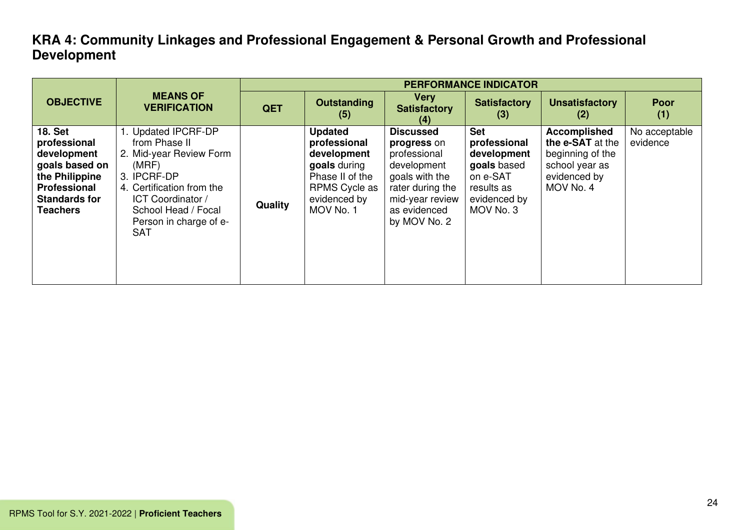## KRA 4: Community Linkages and Professional Engagement & Personal Growth and Professional Development

| OBJECTIVE | MEANS OF VERIFICATION | PERFORMANCE INDICATOR | | | | | |
|---|---|---|---|---|---|---|---|
| | | QET | Outstanding (5) | Very Satisfactory (4) | Satisfactory (3) | Unsatisfactory (2) | Poor (1) |
| **18. Set professional development goals based on the Philippine Professional Standards for Teachers** | 1. Updated IPCRF-DP from Phase II<br>2. Mid-year Review Form (MRF)<br>3. IPCRF-DP<br>4. Certification from the ICT Coordinator / School Head / Focal Person in charge of e-SAT | **Quality** | **Updated professional development goals** during Phase II of the RPMS Cycle as evidenced by MOV No. 1 | **Discussed progress** on professional development goals with the rater during the mid-year review as evidenced by MOV No. 2 | **Set professional development goals** based on e-SAT results as evidenced by MOV No. 3 | **Accomplished the e-SAT** at the beginning of the school year as evidenced by MOV No. 4 | No acceptable evidence |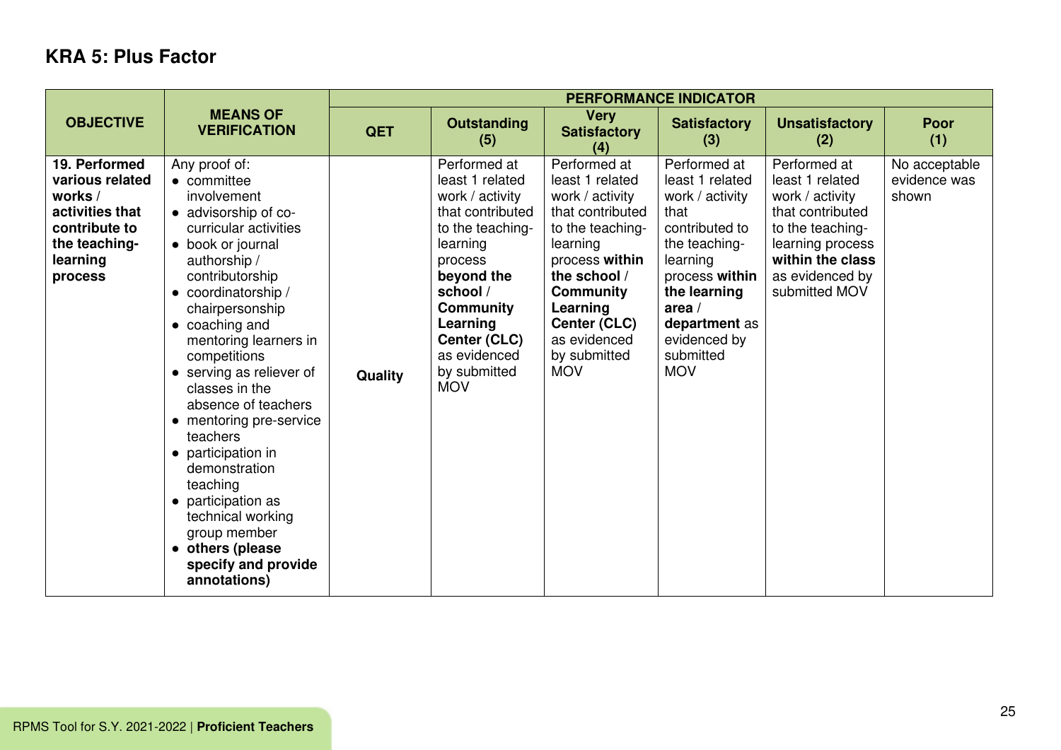## KRA 5: Plus Factor

| OBJECTIVE | MEANS OF VERIFICATION | PERFORMANCE INDICATOR | | | | | |
|---|---|---|---|---|---|---|---|
| | | QET | Outstanding (5) | Very Satisfactory (4) | Satisfactory (3) | Unsatisfactory (2) | Poor (1) |
| **19. Performed various related works / activities that contribute to the teaching-learning process** | Any proof of: <br>• committee involvement <br>• advisorship of co-curricular activities <br>• book or journal authorship / contributorship <br>• coordinatorship / chairpersonship <br>• coaching and mentoring learners in competitions <br>• serving as reliever of classes in the absence of teachers <br>• mentoring pre-service teachers <br>• participation in demonstration teaching <br>• participation as technical working group member <br>• **others (please specify and provide annotations)** | **Quality** | Performed at least 1 related work / activity that contributed to the teaching-learning process **beyond the school / Community Learning Center (CLC)** as evidenced by submitted MOV | Performed at least 1 related work / activity that contributed to the teaching-learning process **within the school / Community Learning Center (CLC)** as evidenced by submitted MOV | Performed at least 1 related work / activity that contributed to the teaching-learning process **within the learning area / department** as evidenced by submitted MOV | Performed at least 1 related work / activity that contributed to the teaching-learning process **within the class** as evidenced by submitted MOV | No acceptable evidence was shown |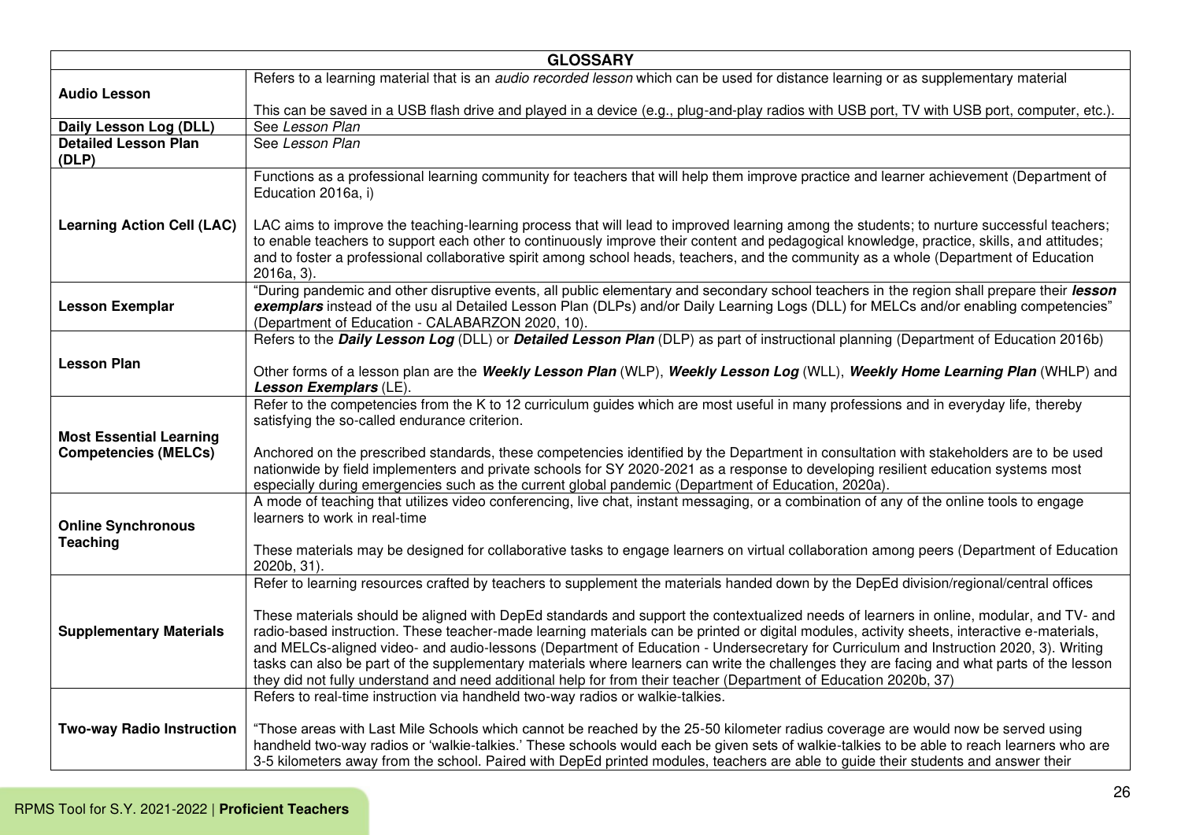| GLOSSARY | |
|---|---|
| **Audio Lesson** | Refers to a learning material that is an *audio recorded lesson* which can be used for distance learning or as supplementary material<br><br>This can be saved in a USB flash drive and played in a device (e.g., plug-and-play radios with USB port, TV with USB port, computer, etc.). |
| **Daily Lesson Log (DLL)** | See *Lesson Plan* |
| **Detailed Lesson Plan (DLP)** | See *Lesson Plan* |
| **Learning Action Cell (LAC)** | Functions as a professional learning community for teachers that will help them improve practice and learner achievement (Department of Education 2016a, i)<br><br>LAC aims to improve the teaching-learning process that will lead to improved learning among the students; to nurture successful teachers; to enable teachers to support each other to continuously improve their content and pedagogical knowledge, practice, skills, and attitudes; and to foster a professional collaborative spirit among school heads, teachers, and the community as a whole (Department of Education 2016a, 3). |
| **Lesson Exemplar** | "During pandemic and other disruptive events, all public elementary and secondary school teachers in the region shall prepare their ***lesson exemplars*** instead of the usu al Detailed Lesson Plan (DLPs) and/or Daily Learning Logs (DLL) for MELCs and/or enabling competencies" (Department of Education - CALABARZON 2020, 10). |
| **Lesson Plan** | Refers to the ***Daily Lesson Log*** (DLL) or ***Detailed Lesson Plan*** (DLP) as part of instructional planning (Department of Education 2016b)<br><br>Other forms of a lesson plan are the ***Weekly Lesson Plan*** (WLP), ***Weekly Lesson Log*** (WLL), ***Weekly Home Learning Plan*** (WHLP) and ***Lesson Exemplars*** (LE). |
| **Most Essential Learning Competencies (MELCs)** | Refer to the competencies from the K to 12 curriculum guides which are most useful in many professions and in everyday life, thereby satisfying the so-called endurance criterion.<br><br>Anchored on the prescribed standards, these competencies identified by the Department in consultation with stakeholders are to be used nationwide by field implementers and private schools for SY 2020-2021 as a response to developing resilient education systems most especially during emergencies such as the current global pandemic (Department of Education, 2020a). |
| **Online Synchronous Teaching** | A mode of teaching that utilizes video conferencing, live chat, instant messaging, or a combination of any of the online tools to engage learners to work in real-time<br><br>These materials may be designed for collaborative tasks to engage learners on virtual collaboration among peers (Department of Education 2020b, 31). |
| **Supplementary Materials** | Refer to learning resources crafted by teachers to supplement the materials handed down by the DepEd division/regional/central offices<br><br>These materials should be aligned with DepEd standards and support the contextualized needs of learners in online, modular, and TV- and radio-based instruction. These teacher-made learning materials can be printed or digital modules, activity sheets, interactive e-materials, and MELCs-aligned video- and audio-lessons (Department of Education - Undersecretary for Curriculum and Instruction 2020, 3). Writing tasks can also be part of the supplementary materials where learners can write the challenges they are facing and what parts of the lesson they did not fully understand and need additional help for from their teacher (Department of Education 2020b, 37) |
| **Two-way Radio Instruction** | Refers to real-time instruction via handheld two-way radios or walkie-talkies.<br><br>"Those areas with Last Mile Schools which cannot be reached by the 25-50 kilometer radius coverage are would now be served using handheld two-way radios or 'walkie-talkies.' These schools would each be given sets of walkie-talkies to be able to reach learners who are 3-5 kilometers away from the school. Paired with DepEd printed modules, teachers are able to guide their students and answer their |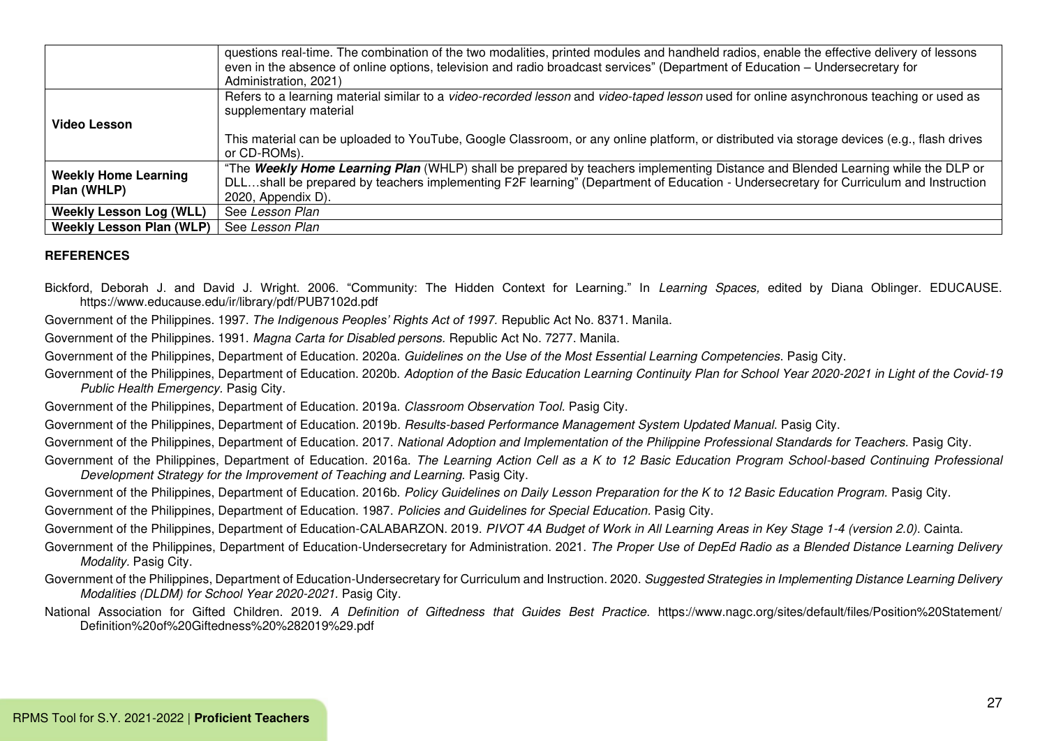| | |
|---|---|
| | questions real-time. The combination of the two modalities, printed modules and handheld radios, enable the effective delivery of lessons even in the absence of online options, television and radio broadcast services" (Department of Education – Undersecretary for Administration, 2021) |
| **Video Lesson** | Refers to a learning material similar to a *video-recorded lesson* and *video-taped lesson* used for online asynchronous teaching or used as supplementary material<br><br>This material can be uploaded to YouTube, Google Classroom, or any online platform, or distributed via storage devices (e.g., flash drives or CD-ROMs). |
| **Weekly Home Learning Plan (WHLP)** | "The ***Weekly Home Learning Plan*** (WHLP) shall be prepared by teachers implementing Distance and Blended Learning while the DLP or DLL…shall be prepared by teachers implementing F2F learning" (Department of Education - Undersecretary for Curriculum and Instruction 2020, Appendix D). |
| **Weekly Lesson Log (WLL)** | See *Lesson Plan* |
| **Weekly Lesson Plan (WLP)** | See *Lesson Plan* |

**REFERENCES**

Bickford, Deborah J. and David J. Wright. 2006. "Community: The Hidden Context for Learning." In *Learning Spaces,* edited by Diana Oblinger. EDUCAUSE. https://www.educause.edu/ir/library/pdf/PUB7102d.pdf

Government of the Philippines. 1997. *The Indigenous Peoples' Rights Act of 1997.* Republic Act No. 8371. Manila.

Government of the Philippines. 1991. *Magna Carta for Disabled persons.* Republic Act No. 7277. Manila.

Government of the Philippines, Department of Education. 2020a. *Guidelines on the Use of the Most Essential Learning Competencies.* Pasig City.

Government of the Philippines, Department of Education. 2020b. *Adoption of the Basic Education Learning Continuity Plan for School Year 2020-2021 in Light of the Covid-19 Public Health Emergency.* Pasig City.

Government of the Philippines, Department of Education. 2019a. *Classroom Observation Tool.* Pasig City.

Government of the Philippines, Department of Education. 2019b. *Results-based Performance Management System Updated Manual.* Pasig City.

Government of the Philippines, Department of Education. 2017. *National Adoption and Implementation of the Philippine Professional Standards for Teachers.* Pasig City.

Government of the Philippines, Department of Education. 2016a. *The Learning Action Cell as a K to 12 Basic Education Program School-based Continuing Professional Development Strategy for the Improvement of Teaching and Learning.* Pasig City.

Government of the Philippines, Department of Education. 2016b. *Policy Guidelines on Daily Lesson Preparation for the K to 12 Basic Education Program.* Pasig City.

Government of the Philippines, Department of Education. 1987. *Policies and Guidelines for Special Education.* Pasig City.

Government of the Philippines, Department of Education-CALABARZON. 2019. *PIVOT 4A Budget of Work in All Learning Areas in Key Stage 1-4 (version 2.0).* Cainta.

Government of the Philippines, Department of Education-Undersecretary for Administration. 2021. *The Proper Use of DepEd Radio as a Blended Distance Learning Delivery Modality.* Pasig City.

Government of the Philippines, Department of Education-Undersecretary for Curriculum and Instruction. 2020. *Suggested Strategies in Implementing Distance Learning Delivery Modalities (DLDM) for School Year 2020-2021.* Pasig City.

National Association for Gifted Children. 2019. *A Definition of Giftedness that Guides Best Practice*. https://www.nagc.org/sites/default/files/Position%20Statement/Definition%20of%20Giftedness%20%282019%29.pdf